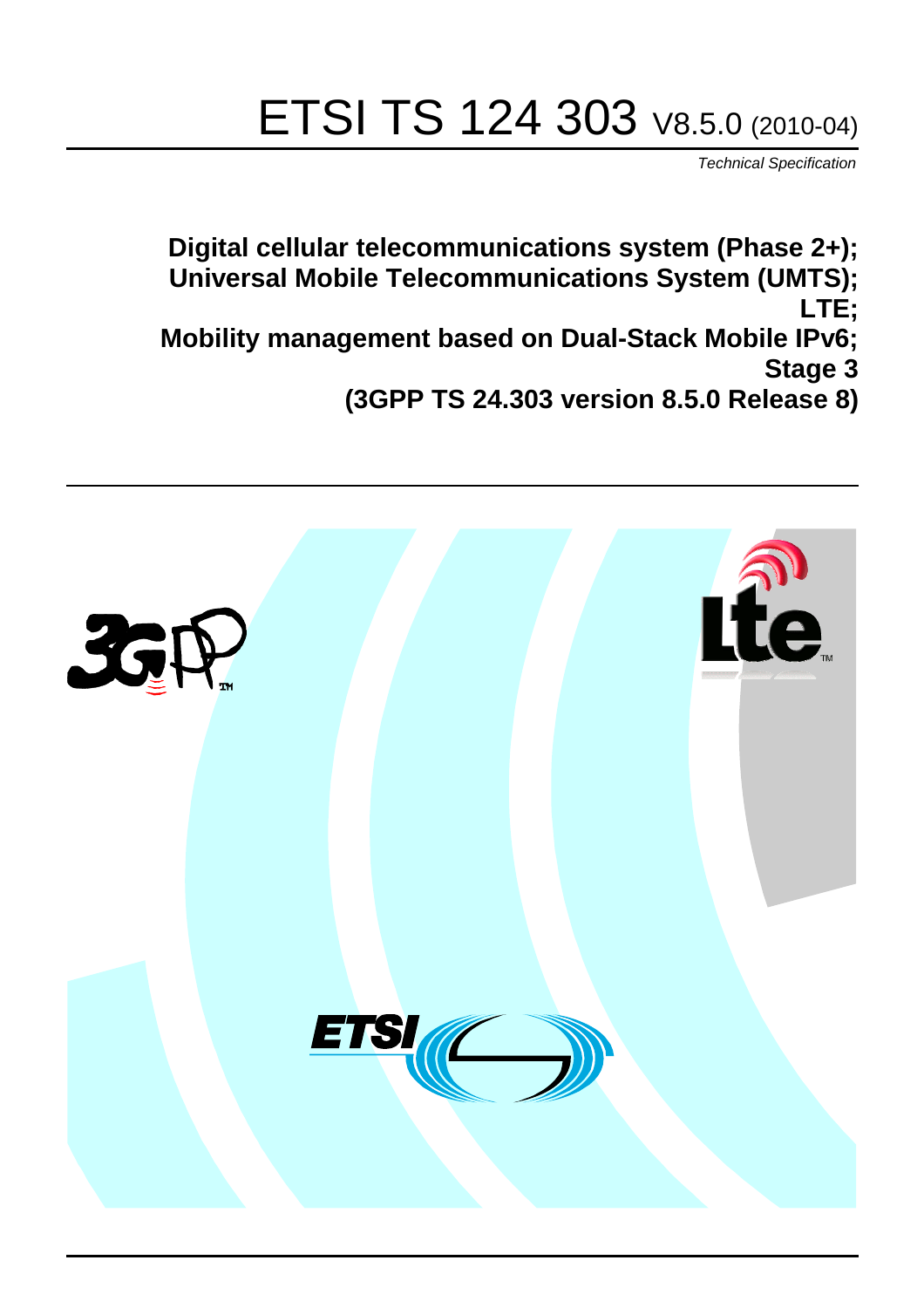# ETSI TS 124 303 V8.5.0 (2010-04)

*Technical Specification*

**Digital cellular telecommunications system (Phase 2+);**
**Universal Mobile Telecommunications System (UMTS);**
**LTE;**
**Mobility management based on Dual-Stack Mobile IPv6;**
**Stage 3**
**(3GPP TS 24.303 version 8.5.0 Release 8)**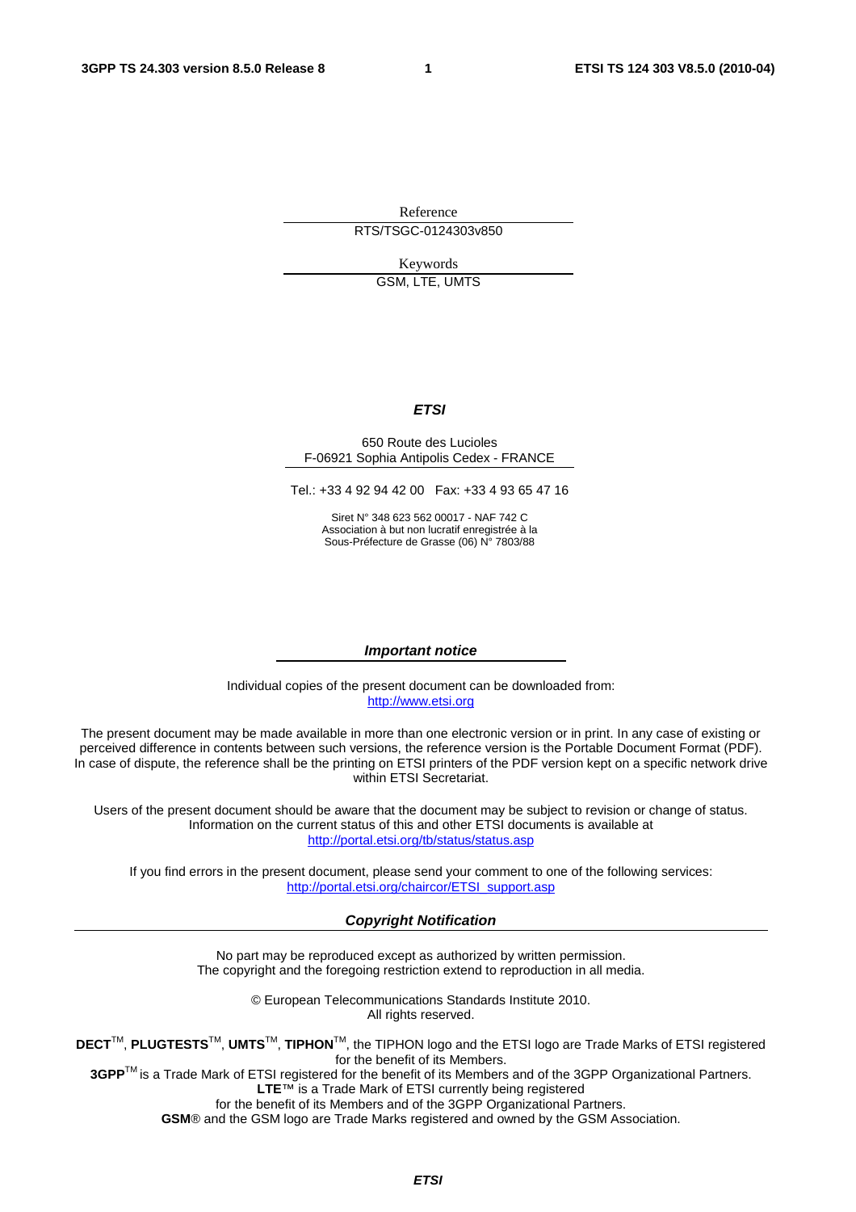Reference

RTS/TSGC-0124303v850

Keywords

GSM, LTE, UMTS

***ETSI***

650 Route des Lucioles
F-06921 Sophia Antipolis Cedex - FRANCE

Tel.: +33 4 92 94 42 00 Fax: +33 4 93 65 47 16

Siret N° 348 623 562 00017 - NAF 742 C
Association à but non lucratif enregistrée à la
Sous-Préfecture de Grasse (06) N° 7803/88

***Important notice***

Individual copies of the present document can be downloaded from:
http://www.etsi.org

The present document may be made available in more than one electronic version or in print. In any case of existing or perceived difference in contents between such versions, the reference version is the Portable Document Format (PDF). In case of dispute, the reference shall be the printing on ETSI printers of the PDF version kept on a specific network drive within ETSI Secretariat.

Users of the present document should be aware that the document may be subject to revision or change of status. Information on the current status of this and other ETSI documents is available at
http://portal.etsi.org/tb/status/status.asp

If you find errors in the present document, please send your comment to one of the following services:
http://portal.etsi.org/chaircor/ETSI_support.asp

***Copyright Notification***

No part may be reproduced except as authorized by written permission.
The copyright and the foregoing restriction extend to reproduction in all media.

© European Telecommunications Standards Institute 2010.
All rights reserved.

**DECT**™, **PLUGTESTS**™, **UMTS**™, **TIPHON**™, the TIPHON logo and the ETSI logo are Trade Marks of ETSI registered for the benefit of its Members.
**3GPP**™ is a Trade Mark of ETSI registered for the benefit of its Members and of the 3GPP Organizational Partners.
**LTE**™ is a Trade Mark of ETSI currently being registered
for the benefit of its Members and of the 3GPP Organizational Partners.
**GSM**® and the GSM logo are Trade Marks registered and owned by the GSM Association.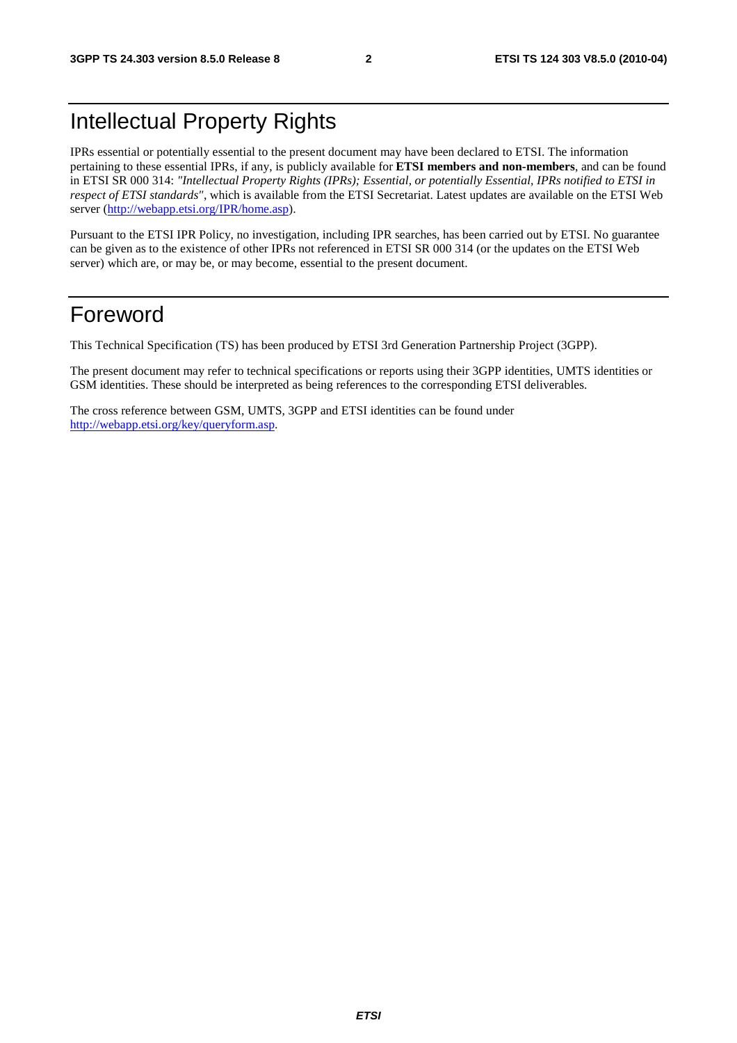# Intellectual Property Rights

IPRs essential or potentially essential to the present document may have been declared to ETSI. The information pertaining to these essential IPRs, if any, is publicly available for **ETSI members and non-members**, and can be found in ETSI SR 000 314: *"Intellectual Property Rights (IPRs); Essential, or potentially Essential, IPRs notified to ETSI in respect of ETSI standards"*, which is available from the ETSI Secretariat. Latest updates are available on the ETSI Web server (http://webapp.etsi.org/IPR/home.asp).

Pursuant to the ETSI IPR Policy, no investigation, including IPR searches, has been carried out by ETSI. No guarantee can be given as to the existence of other IPRs not referenced in ETSI SR 000 314 (or the updates on the ETSI Web server) which are, or may be, or may become, essential to the present document.

# Foreword

This Technical Specification (TS) has been produced by ETSI 3rd Generation Partnership Project (3GPP).

The present document may refer to technical specifications or reports using their 3GPP identities, UMTS identities or GSM identities. These should be interpreted as being references to the corresponding ETSI deliverables.

The cross reference between GSM, UMTS, 3GPP and ETSI identities can be found under http://webapp.etsi.org/key/queryform.asp.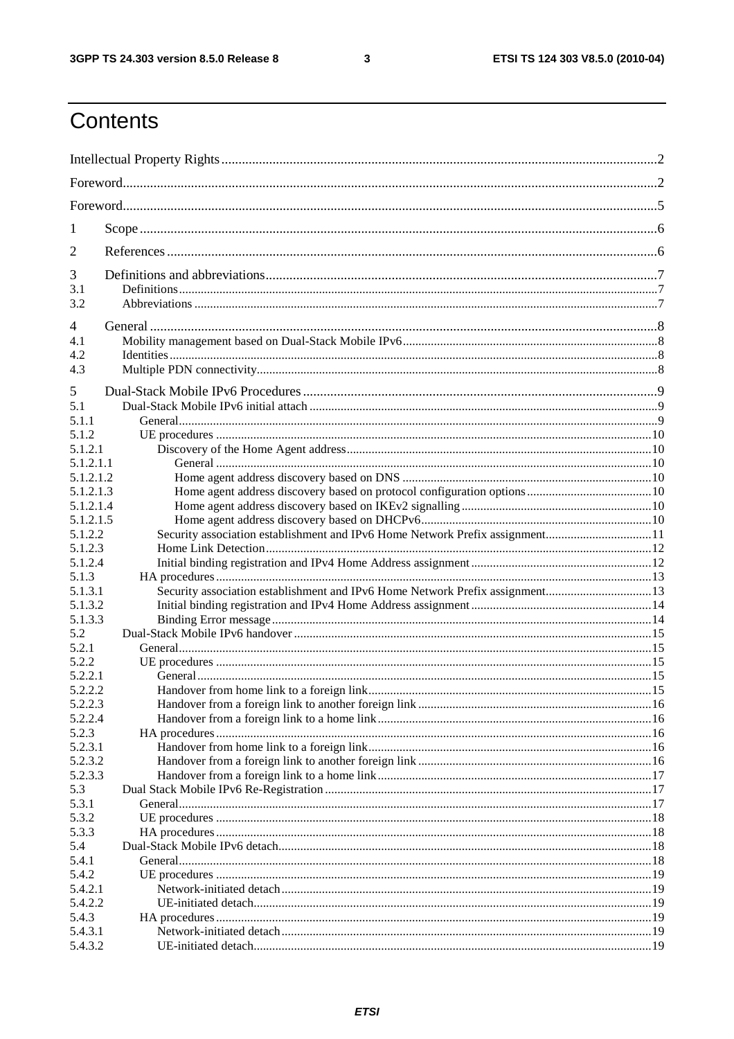# Contents

Intellectual Property Rights ... 2

Foreword ... 2

Foreword ... 5

1 Scope ... 6

2 References ... 6

3 Definitions and abbreviations ... 7
3.1 Definitions ... 7
3.2 Abbreviations ... 7

4 General ... 8
4.1 Mobility management based on Dual-Stack Mobile IPv6 ... 8
4.2 Identities ... 8
4.3 Multiple PDN connectivity ... 8

5 Dual-Stack Mobile IPv6 Procedures ... 9
5.1 Dual-Stack Mobile IPv6 initial attach ... 9
5.1.1 General ... 9
5.1.2 UE procedures ... 10
5.1.2.1 Discovery of the Home Agent address ... 10
5.1.2.1.1 General ... 10
5.1.2.1.2 Home agent address discovery based on DNS ... 10
5.1.2.1.3 Home agent address discovery based on protocol configuration options ... 10
5.1.2.1.4 Home agent address discovery based on IKEv2 signalling ... 10
5.1.2.1.5 Home agent address discovery based on DHCPv6 ... 10
5.1.2.2 Security association establishment and IPv6 Home Network Prefix assignment ... 11
5.1.2.3 Home Link Detection ... 12
5.1.2.4 Initial binding registration and IPv4 Home Address assignment ... 12
5.1.3 HA procedures ... 13
5.1.3.1 Security association establishment and IPv6 Home Network Prefix assignment ... 13
5.1.3.2 Initial binding registration and IPv4 Home Address assignment ... 14
5.1.3.3 Binding Error message ... 14
5.2 Dual-Stack Mobile IPv6 handover ... 15
5.2.1 General ... 15
5.2.2 UE procedures ... 15
5.2.2.1 General ... 15
5.2.2.2 Handover from home link to a foreign link ... 15
5.2.2.3 Handover from a foreign link to another foreign link ... 16
5.2.2.4 Handover from a foreign link to a home link ... 16
5.2.3 HA procedures ... 16
5.2.3.1 Handover from home link to a foreign link ... 16
5.2.3.2 Handover from a foreign link to another foreign link ... 16
5.2.3.3 Handover from a foreign link to a home link ... 17
5.3 Dual Stack Mobile IPv6 Re-Registration ... 17
5.3.1 General ... 17
5.3.2 UE procedures ... 18
5.3.3 HA procedures ... 18
5.4 Dual-Stack Mobile IPv6 detach ... 18
5.4.1 General ... 18
5.4.2 UE procedures ... 19
5.4.2.1 Network-initiated detach ... 19
5.4.2.2 UE-initiated detach ... 19
5.4.3 HA procedures ... 19
5.4.3.1 Network-initiated detach ... 19
5.4.3.2 UE-initiated detach ... 19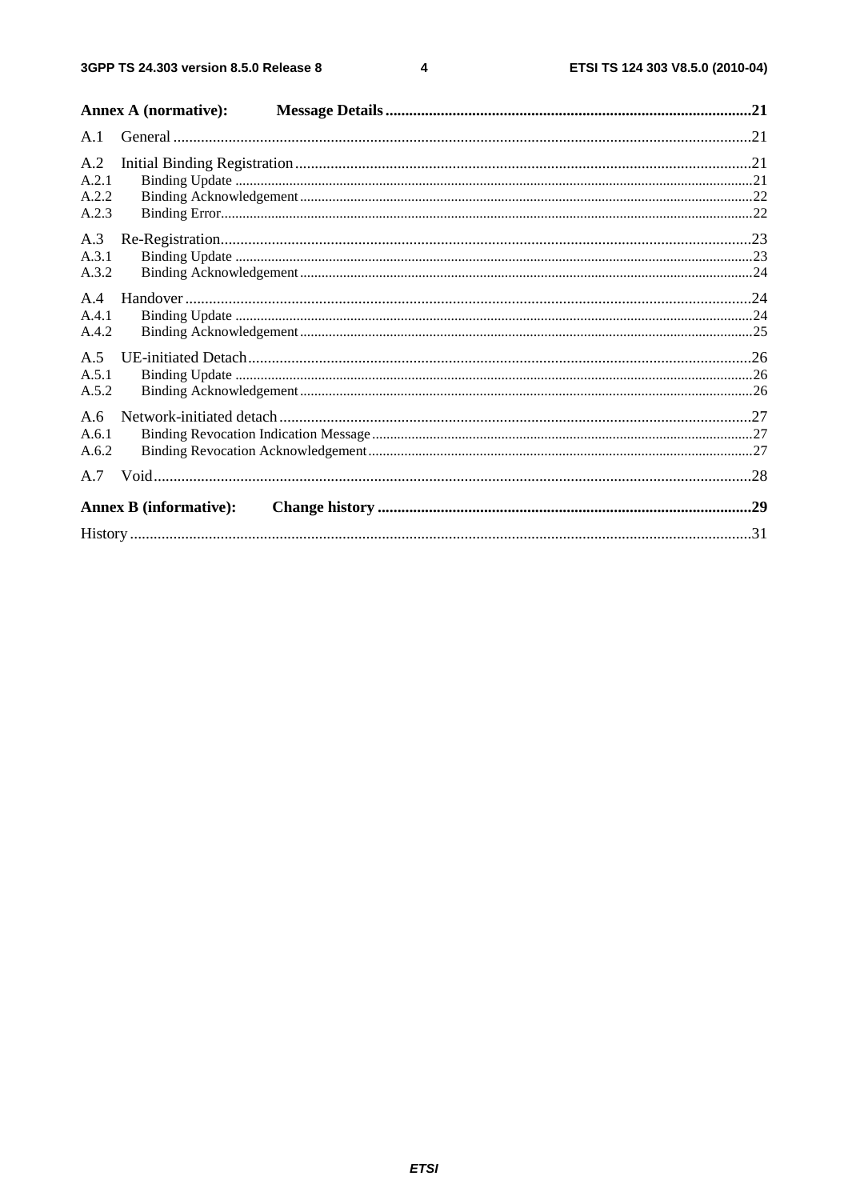Annex A (normative): Message Details ........................................................................................... 21

A.1 General ................................................................................................................................................. 21

A.2 Initial Binding Registration ................................................................................................................... 21
A.2.1 Binding Update ............................................................................................................................... 21
A.2.2 Binding Acknowledgement ............................................................................................................. 22
A.2.3 Binding Error ................................................................................................................................... 22

A.3 Re-Registration ..................................................................................................................................... 23
A.3.1 Binding Update ............................................................................................................................... 23
A.3.2 Binding Acknowledgement ............................................................................................................. 24

A.4 Handover .............................................................................................................................................. 24
A.4.1 Binding Update ............................................................................................................................... 24
A.4.2 Binding Acknowledgement ............................................................................................................. 25

A.5 UE-initiated Detach .............................................................................................................................. 26
A.5.1 Binding Update ............................................................................................................................... 26
A.5.2 Binding Acknowledgement ............................................................................................................. 26

A.6 Network-initiated detach ....................................................................................................................... 27
A.6.1 Binding Revocation Indication Message ......................................................................................... 27
A.6.2 Binding Revocation Acknowledgement .......................................................................................... 27

A.7 Void ...................................................................................................................................................... 28

Annex B (informative): Change history ............................................................................................. 29

History ............................................................................................................................................................ 31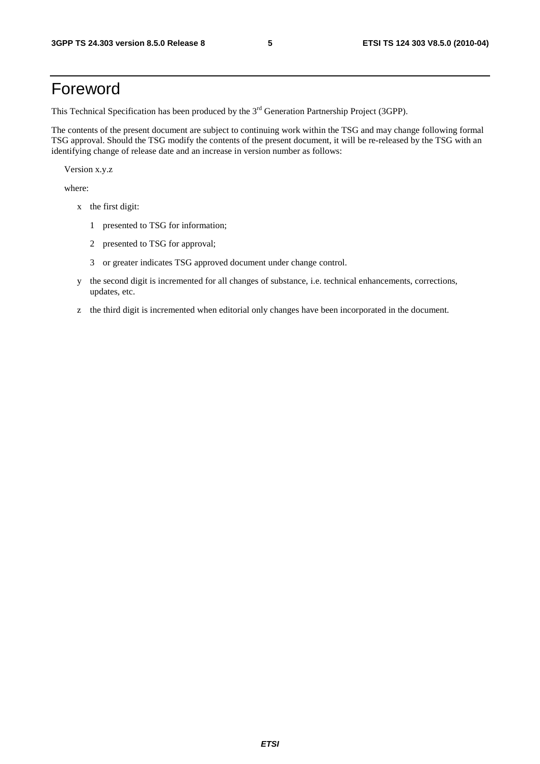# Foreword

This Technical Specification has been produced by the 3rd Generation Partnership Project (3GPP).

The contents of the present document are subject to continuing work within the TSG and may change following formal TSG approval. Should the TSG modify the contents of the present document, it will be re-released by the TSG with an identifying change of release date and an increase in version number as follows:

Version x.y.z

where:

- x the first digit:
  - 1 presented to TSG for information;
  - 2 presented to TSG for approval;
  - 3 or greater indicates TSG approved document under change control.
- y the second digit is incremented for all changes of substance, i.e. technical enhancements, corrections, updates, etc.
- z the third digit is incremented when editorial only changes have been incorporated in the document.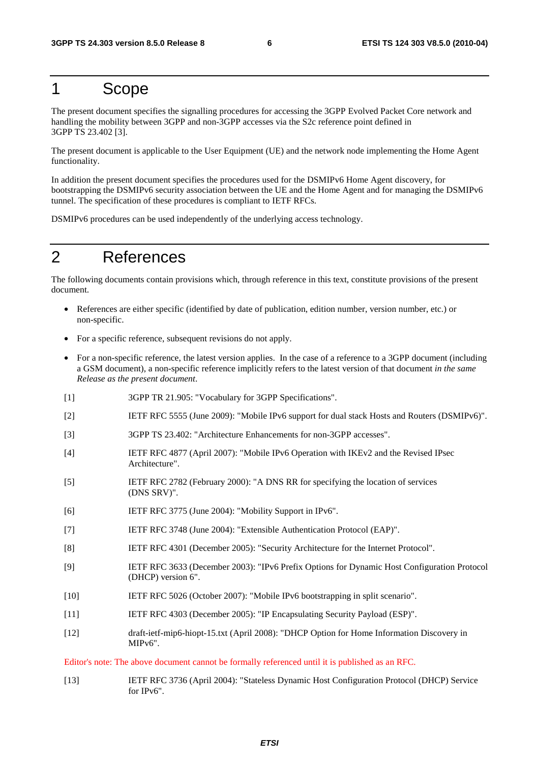# 1 Scope

The present document specifies the signalling procedures for accessing the 3GPP Evolved Packet Core network and handling the mobility between 3GPP and non-3GPP accesses via the S2c reference point defined in 3GPP TS 23.402 [3].

The present document is applicable to the User Equipment (UE) and the network node implementing the Home Agent functionality.

In addition the present document specifies the procedures used for the DSMIPv6 Home Agent discovery, for bootstrapping the DSMIPv6 security association between the UE and the Home Agent and for managing the DSMIPv6 tunnel. The specification of these procedures is compliant to IETF RFCs.

DSMIPv6 procedures can be used independently of the underlying access technology.

# 2 References

The following documents contain provisions which, through reference in this text, constitute provisions of the present document.

- References are either specific (identified by date of publication, edition number, version number, etc.) or non-specific.
- For a specific reference, subsequent revisions do not apply.
- For a non-specific reference, the latest version applies. In the case of a reference to a 3GPP document (including a GSM document), a non-specific reference implicitly refers to the latest version of that document *in the same Release as the present document*.

[1] 3GPP TR 21.905: "Vocabulary for 3GPP Specifications".

[2] IETF RFC 5555 (June 2009): "Mobile IPv6 support for dual stack Hosts and Routers (DSMIPv6)".

[3] 3GPP TS 23.402: "Architecture Enhancements for non-3GPP accesses".

[4] IETF RFC 4877 (April 2007): "Mobile IPv6 Operation with IKEv2 and the Revised IPsec Architecture".

[5] IETF RFC 2782 (February 2000): "A DNS RR for specifying the location of services (DNS SRV)".

[6] IETF RFC 3775 (June 2004): "Mobility Support in IPv6".

[7] IETF RFC 3748 (June 2004): "Extensible Authentication Protocol (EAP)".

[8] IETF RFC 4301 (December 2005): "Security Architecture for the Internet Protocol".

[9] IETF RFC 3633 (December 2003): "IPv6 Prefix Options for Dynamic Host Configuration Protocol (DHCP) version 6".

[10] IETF RFC 5026 (October 2007): "Mobile IPv6 bootstrapping in split scenario".

[11] IETF RFC 4303 (December 2005): "IP Encapsulating Security Payload (ESP)".

[12] draft-ietf-mip6-hiopt-15.txt (April 2008): "DHCP Option for Home Information Discovery in MIPv6".

Editor's note: The above document cannot be formally referenced until it is published as an RFC.

[13] IETF RFC 3736 (April 2004): "Stateless Dynamic Host Configuration Protocol (DHCP) Service for IPv6".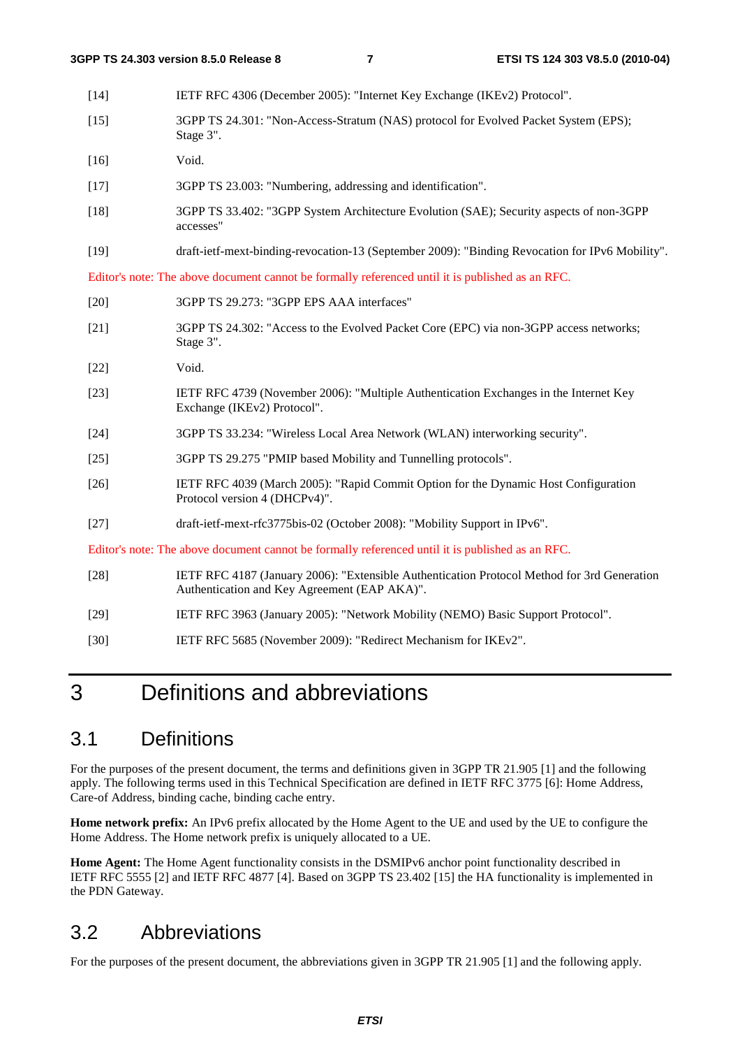[14] IETF RFC 4306 (December 2005): "Internet Key Exchange (IKEv2) Protocol".

[15] 3GPP TS 24.301: "Non-Access-Stratum (NAS) protocol for Evolved Packet System (EPS); Stage 3".

[16] Void.

[17] 3GPP TS 23.003: "Numbering, addressing and identification".

[18] 3GPP TS 33.402: "3GPP System Architecture Evolution (SAE); Security aspects of non-3GPP accesses"

[19] draft-ietf-mext-binding-revocation-13 (September 2009): "Binding Revocation for IPv6 Mobility".

Editor's note: The above document cannot be formally referenced until it is published as an RFC.

[20] 3GPP TS 29.273: "3GPP EPS AAA interfaces"

[21] 3GPP TS 24.302: "Access to the Evolved Packet Core (EPC) via non-3GPP access networks; Stage 3".

[22] Void.

[23] IETF RFC 4739 (November 2006): "Multiple Authentication Exchanges in the Internet Key Exchange (IKEv2) Protocol".

[24] 3GPP TS 33.234: "Wireless Local Area Network (WLAN) interworking security".

[25] 3GPP TS 29.275 "PMIP based Mobility and Tunnelling protocols".

[26] IETF RFC 4039 (March 2005): "Rapid Commit Option for the Dynamic Host Configuration Protocol version 4 (DHCPv4)".

[27] draft-ietf-mext-rfc3775bis-02 (October 2008): "Mobility Support in IPv6".

Editor's note: The above document cannot be formally referenced until it is published as an RFC.

[28] IETF RFC 4187 (January 2006): "Extensible Authentication Protocol Method for 3rd Generation Authentication and Key Agreement (EAP AKA)".

[29] IETF RFC 3963 (January 2005): "Network Mobility (NEMO) Basic Support Protocol".

[30] IETF RFC 5685 (November 2009): "Redirect Mechanism for IKEv2".

# 3 Definitions and abbreviations

## 3.1 Definitions

For the purposes of the present document, the terms and definitions given in 3GPP TR 21.905 [1] and the following apply. The following terms used in this Technical Specification are defined in IETF RFC 3775 [6]: Home Address, Care-of Address, binding cache, binding cache entry.

**Home network prefix:** An IPv6 prefix allocated by the Home Agent to the UE and used by the UE to configure the Home Address. The Home network prefix is uniquely allocated to a UE.

**Home Agent:** The Home Agent functionality consists in the DSMIPv6 anchor point functionality described in IETF RFC 5555 [2] and IETF RFC 4877 [4]. Based on 3GPP TS 23.402 [15] the HA functionality is implemented in the PDN Gateway.

## 3.2 Abbreviations

For the purposes of the present document, the abbreviations given in 3GPP TR 21.905 [1] and the following apply.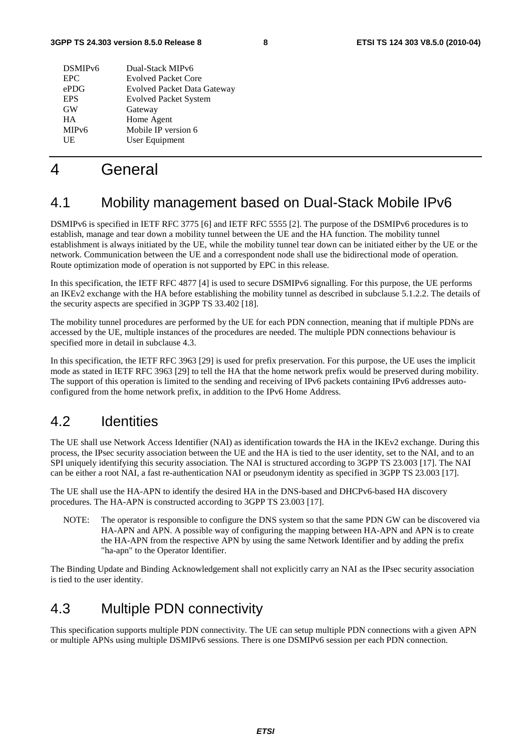| | |
|---|---|
| DSMIPv6 | Dual-Stack MIPv6 |
| EPC | Evolved Packet Core |
| ePDG | Evolved Packet Data Gateway |
| EPS | Evolved Packet System |
| GW | Gateway |
| HA | Home Agent |
| MIPv6 | Mobile IP version 6 |
| UE | User Equipment |

# 4 General

## 4.1 Mobility management based on Dual-Stack Mobile IPv6

DSMIPv6 is specified in IETF RFC 3775 [6] and IETF RFC 5555 [2]. The purpose of the DSMIPv6 procedures is to establish, manage and tear down a mobility tunnel between the UE and the HA function. The mobility tunnel establishment is always initiated by the UE, while the mobility tunnel tear down can be initiated either by the UE or the network. Communication between the UE and a correspondent node shall use the bidirectional mode of operation. Route optimization mode of operation is not supported by EPC in this release.

In this specification, the IETF RFC 4877 [4] is used to secure DSMIPv6 signalling. For this purpose, the UE performs an IKEv2 exchange with the HA before establishing the mobility tunnel as described in subclause 5.1.2.2. The details of the security aspects are specified in 3GPP TS 33.402 [18].

The mobility tunnel procedures are performed by the UE for each PDN connection, meaning that if multiple PDNs are accessed by the UE, multiple instances of the procedures are needed. The multiple PDN connections behaviour is specified more in detail in subclause 4.3.

In this specification, the IETF RFC 3963 [29] is used for prefix preservation. For this purpose, the UE uses the implicit mode as stated in IETF RFC 3963 [29] to tell the HA that the home network prefix would be preserved during mobility. The support of this operation is limited to the sending and receiving of IPv6 packets containing IPv6 addresses auto-configured from the home network prefix, in addition to the IPv6 Home Address.

## 4.2 Identities

The UE shall use Network Access Identifier (NAI) as identification towards the HA in the IKEv2 exchange. During this process, the IPsec security association between the UE and the HA is tied to the user identity, set to the NAI, and to an SPI uniquely identifying this security association. The NAI is structured according to 3GPP TS 23.003 [17]. The NAI can be either a root NAI, a fast re-authentication NAI or pseudonym identity as specified in 3GPP TS 23.003 [17].

The UE shall use the HA-APN to identify the desired HA in the DNS-based and DHCPv6-based HA discovery procedures. The HA-APN is constructed according to 3GPP TS 23.003 [17].

NOTE: The operator is responsible to configure the DNS system so that the same PDN GW can be discovered via HA-APN and APN. A possible way of configuring the mapping between HA-APN and APN is to create the HA-APN from the respective APN by using the same Network Identifier and by adding the prefix "ha-apn" to the Operator Identifier.

The Binding Update and Binding Acknowledgement shall not explicitly carry an NAI as the IPsec security association is tied to the user identity.

## 4.3 Multiple PDN connectivity

This specification supports multiple PDN connectivity. The UE can setup multiple PDN connections with a given APN or multiple APNs using multiple DSMIPv6 sessions. There is one DSMIPv6 session per each PDN connection.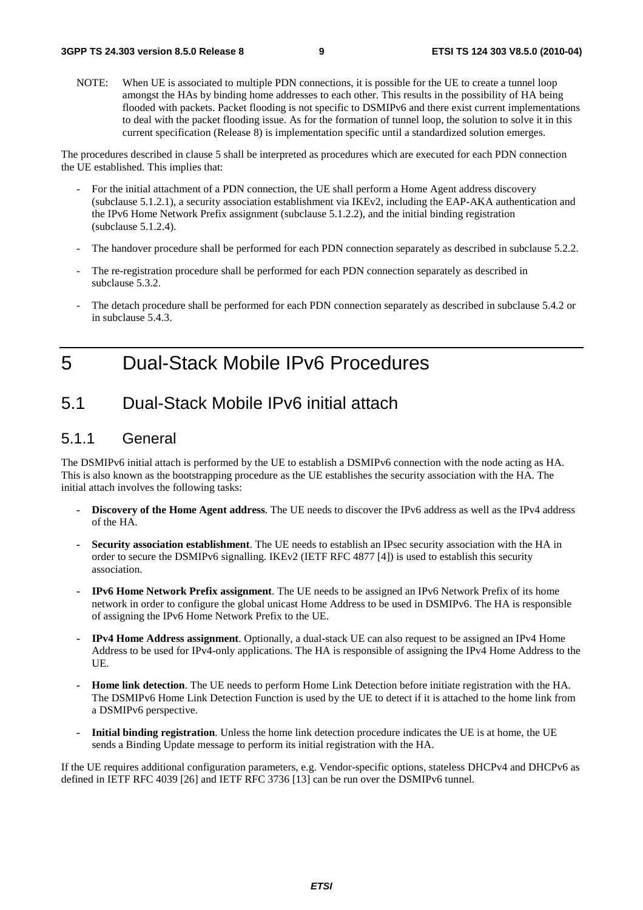NOTE: When UE is associated to multiple PDN connections, it is possible for the UE to create a tunnel loop amongst the HAs by binding home addresses to each other. This results in the possibility of HA being flooded with packets. Packet flooding is not specific to DSMIPv6 and there exist current implementations to deal with the packet flooding issue. As for the formation of tunnel loop, the solution to solve it in this current specification (Release 8) is implementation specific until a standardized solution emerges.

The procedures described in clause 5 shall be interpreted as procedures which are executed for each PDN connection the UE established. This implies that:

- For the initial attachment of a PDN connection, the UE shall perform a Home Agent address discovery (subclause 5.1.2.1), a security association establishment via IKEv2, including the EAP-AKA authentication and the IPv6 Home Network Prefix assignment (subclause 5.1.2.2), and the initial binding registration (subclause 5.1.2.4).
- The handover procedure shall be performed for each PDN connection separately as described in subclause 5.2.2.
- The re-registration procedure shall be performed for each PDN connection separately as described in subclause 5.3.2.
- The detach procedure shall be performed for each PDN connection separately as described in subclause 5.4.2 or in subclause 5.4.3.

# 5 Dual-Stack Mobile IPv6 Procedures

## 5.1 Dual-Stack Mobile IPv6 initial attach

### 5.1.1 General

The DSMIPv6 initial attach is performed by the UE to establish a DSMIPv6 connection with the node acting as HA. This is also known as the bootstrapping procedure as the UE establishes the security association with the HA. The initial attach involves the following tasks:

- **Discovery of the Home Agent address**. The UE needs to discover the IPv6 address as well as the IPv4 address of the HA.
- **Security association establishment**. The UE needs to establish an IPsec security association with the HA in order to secure the DSMIPv6 signalling. IKEv2 (IETF RFC 4877 [4]) is used to establish this security association.
- **IPv6 Home Network Prefix assignment**. The UE needs to be assigned an IPv6 Network Prefix of its home network in order to configure the global unicast Home Address to be used in DSMIPv6. The HA is responsible of assigning the IPv6 Home Network Prefix to the UE.
- **IPv4 Home Address assignment**. Optionally, a dual-stack UE can also request to be assigned an IPv4 Home Address to be used for IPv4-only applications. The HA is responsible of assigning the IPv4 Home Address to the UE.
- **Home link detection**. The UE needs to perform Home Link Detection before initiate registration with the HA. The DSMIPv6 Home Link Detection Function is used by the UE to detect if it is attached to the home link from a DSMIPv6 perspective.
- **Initial binding registration**. Unless the home link detection procedure indicates the UE is at home, the UE sends a Binding Update message to perform its initial registration with the HA.

If the UE requires additional configuration parameters, e.g. Vendor-specific options, stateless DHCPv4 and DHCPv6 as defined in IETF RFC 4039 [26] and IETF RFC 3736 [13] can be run over the DSMIPv6 tunnel.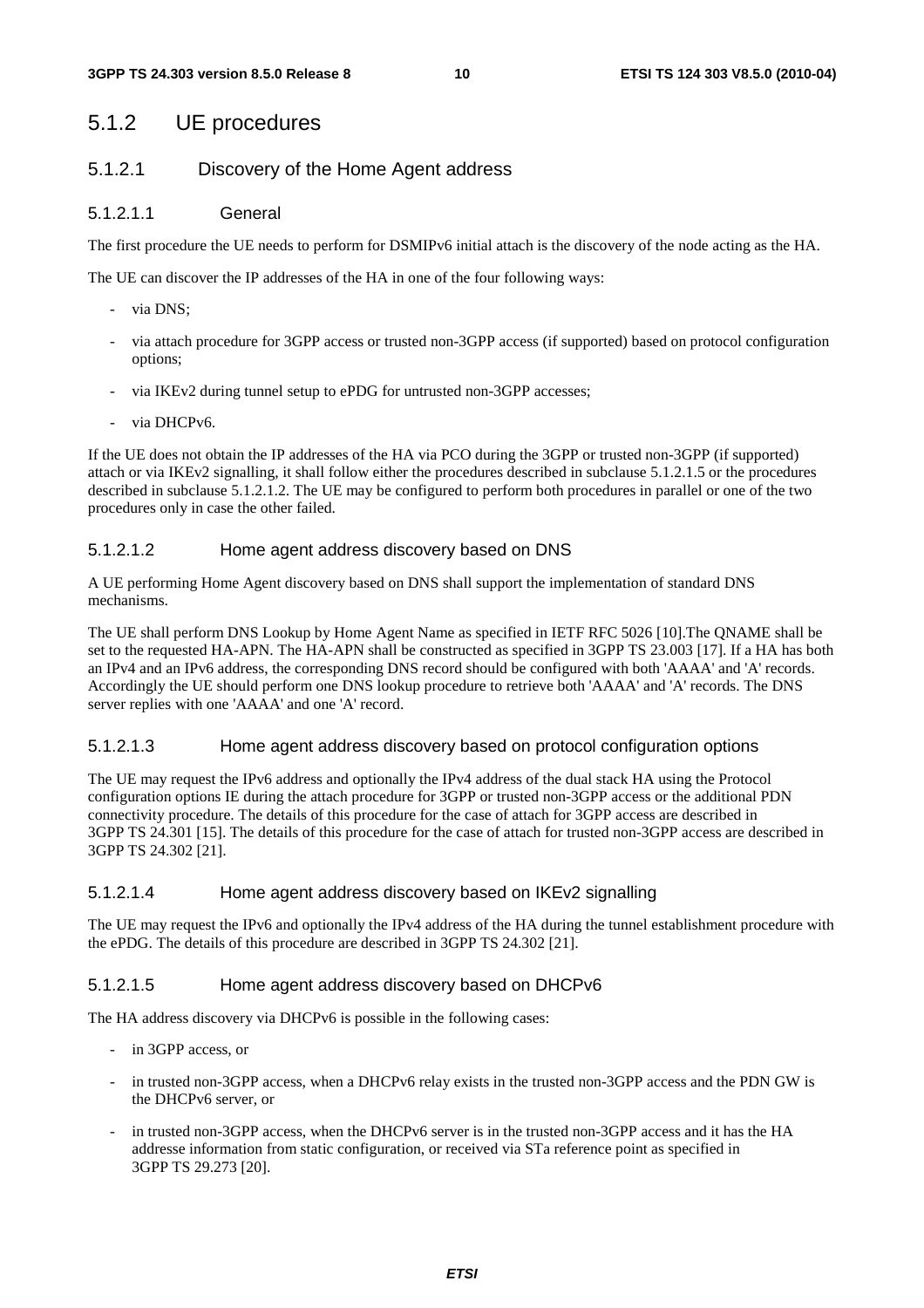## 5.1.2 UE procedures

### 5.1.2.1 Discovery of the Home Agent address

#### 5.1.2.1.1 General

The first procedure the UE needs to perform for DSMIPv6 initial attach is the discovery of the node acting as the HA.

The UE can discover the IP addresses of the HA in one of the four following ways:

- via DNS;
- via attach procedure for 3GPP access or trusted non-3GPP access (if supported) based on protocol configuration options;
- via IKEv2 during tunnel setup to ePDG for untrusted non-3GPP accesses;
- via DHCPv6.

If the UE does not obtain the IP addresses of the HA via PCO during the 3GPP or trusted non-3GPP (if supported) attach or via IKEv2 signalling, it shall follow either the procedures described in subclause 5.1.2.1.5 or the procedures described in subclause 5.1.2.1.2. The UE may be configured to perform both procedures in parallel or one of the two procedures only in case the other failed.

#### 5.1.2.1.2 Home agent address discovery based on DNS

A UE performing Home Agent discovery based on DNS shall support the implementation of standard DNS mechanisms.

The UE shall perform DNS Lookup by Home Agent Name as specified in IETF RFC 5026 [10].The QNAME shall be set to the requested HA-APN. The HA-APN shall be constructed as specified in 3GPP TS 23.003 [17]. If a HA has both an IPv4 and an IPv6 address, the corresponding DNS record should be configured with both 'AAAA' and 'A' records. Accordingly the UE should perform one DNS lookup procedure to retrieve both 'AAAA' and 'A' records. The DNS server replies with one 'AAAA' and one 'A' record.

#### 5.1.2.1.3 Home agent address discovery based on protocol configuration options

The UE may request the IPv6 address and optionally the IPv4 address of the dual stack HA using the Protocol configuration options IE during the attach procedure for 3GPP or trusted non-3GPP access or the additional PDN connectivity procedure. The details of this procedure for the case of attach for 3GPP access are described in 3GPP TS 24.301 [15]. The details of this procedure for the case of attach for trusted non-3GPP access are described in 3GPP TS 24.302 [21].

#### 5.1.2.1.4 Home agent address discovery based on IKEv2 signalling

The UE may request the IPv6 and optionally the IPv4 address of the HA during the tunnel establishment procedure with the ePDG. The details of this procedure are described in 3GPP TS 24.302 [21].

#### 5.1.2.1.5 Home agent address discovery based on DHCPv6

The HA address discovery via DHCPv6 is possible in the following cases:

- in 3GPP access, or
- in trusted non-3GPP access, when a DHCPv6 relay exists in the trusted non-3GPP access and the PDN GW is the DHCPv6 server, or
- in trusted non-3GPP access, when the DHCPv6 server is in the trusted non-3GPP access and it has the HA addresse information from static configuration, or received via STa reference point as specified in 3GPP TS 29.273 [20].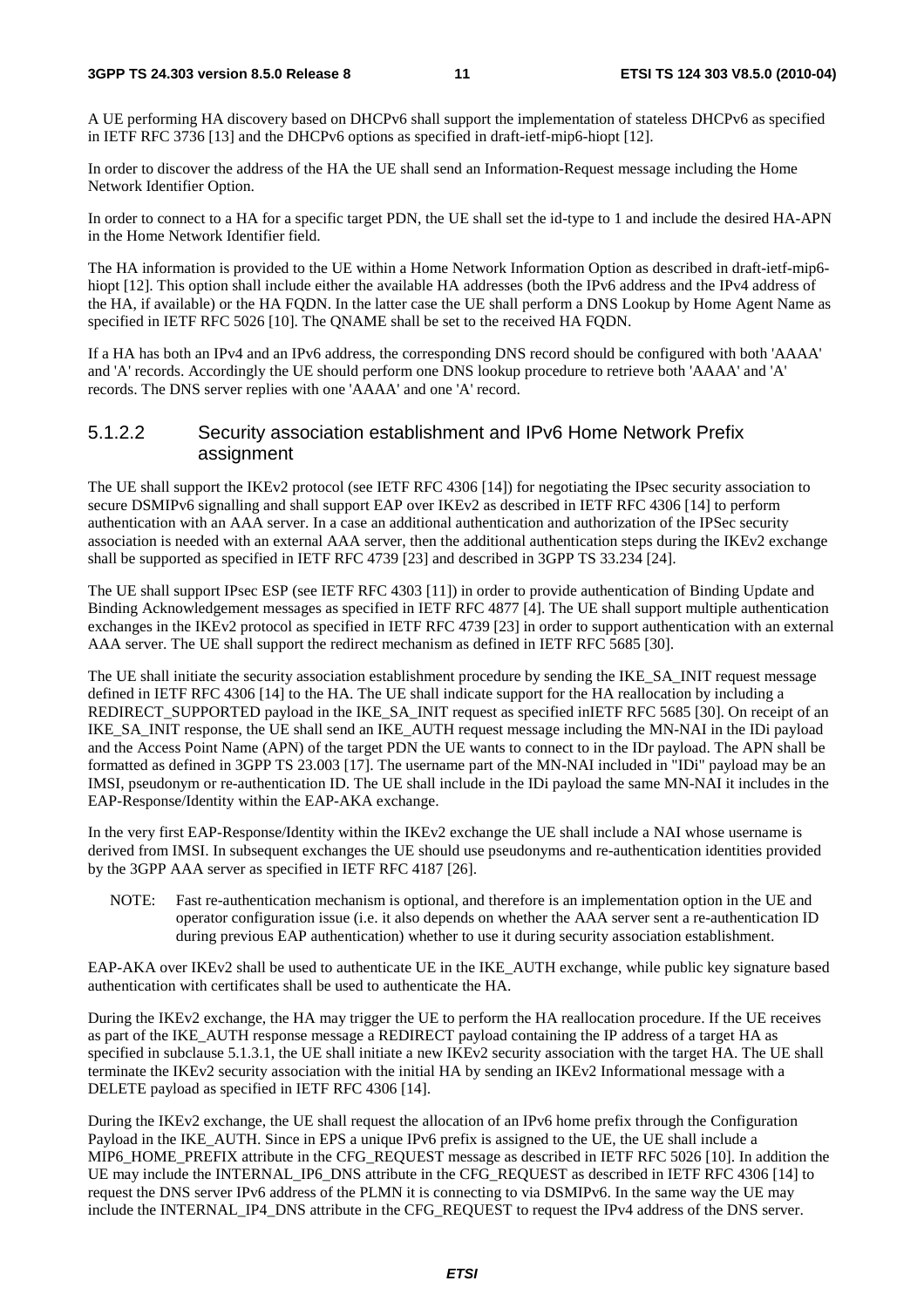A UE performing HA discovery based on DHCPv6 shall support the implementation of stateless DHCPv6 as specified in IETF RFC 3736 [13] and the DHCPv6 options as specified in draft-ietf-mip6-hiopt [12].

In order to discover the address of the HA the UE shall send an Information-Request message including the Home Network Identifier Option.

In order to connect to a HA for a specific target PDN, the UE shall set the id-type to 1 and include the desired HA-APN in the Home Network Identifier field.

The HA information is provided to the UE within a Home Network Information Option as described in draft-ietf-mip6-hiopt [12]. This option shall include either the available HA addresses (both the IPv6 address and the IPv4 address of the HA, if available) or the HA FQDN. In the latter case the UE shall perform a DNS Lookup by Home Agent Name as specified in IETF RFC 5026 [10]. The QNAME shall be set to the received HA FQDN.

If a HA has both an IPv4 and an IPv6 address, the corresponding DNS record should be configured with both 'AAAA' and 'A' records. Accordingly the UE should perform one DNS lookup procedure to retrieve both 'AAAA' and 'A' records. The DNS server replies with one 'AAAA' and one 'A' record.

### 5.1.2.2 Security association establishment and IPv6 Home Network Prefix assignment

The UE shall support the IKEv2 protocol (see IETF RFC 4306 [14]) for negotiating the IPsec security association to secure DSMIPv6 signalling and shall support EAP over IKEv2 as described in IETF RFC 4306 [14] to perform authentication with an AAA server. In a case an additional authentication and authorization of the IPSec security association is needed with an external AAA server, then the additional authentication steps during the IKEv2 exchange shall be supported as specified in IETF RFC 4739 [23] and described in 3GPP TS 33.234 [24].

The UE shall support IPsec ESP (see IETF RFC 4303 [11]) in order to provide authentication of Binding Update and Binding Acknowledgement messages as specified in IETF RFC 4877 [4]. The UE shall support multiple authentication exchanges in the IKEv2 protocol as specified in IETF RFC 4739 [23] in order to support authentication with an external AAA server. The UE shall support the redirect mechanism as defined in IETF RFC 5685 [30].

The UE shall initiate the security association establishment procedure by sending the IKE_SA_INIT request message defined in IETF RFC 4306 [14] to the HA. The UE shall indicate support for the HA reallocation by including a REDIRECT_SUPPORTED payload in the IKE_SA_INIT request as specified inIETF RFC 5685 [30]. On receipt of an IKE_SA_INIT response, the UE shall send an IKE_AUTH request message including the MN-NAI in the IDi payload and the Access Point Name (APN) of the target PDN the UE wants to connect to in the IDr payload. The APN shall be formatted as defined in 3GPP TS 23.003 [17]. The username part of the MN-NAI included in "IDi" payload may be an IMSI, pseudonym or re-authentication ID. The UE shall include in the IDi payload the same MN-NAI it includes in the EAP-Response/Identity within the EAP-AKA exchange.

In the very first EAP-Response/Identity within the IKEv2 exchange the UE shall include a NAI whose username is derived from IMSI. In subsequent exchanges the UE should use pseudonyms and re-authentication identities provided by the 3GPP AAA server as specified in IETF RFC 4187 [26].

NOTE: Fast re-authentication mechanism is optional, and therefore is an implementation option in the UE and operator configuration issue (i.e. it also depends on whether the AAA server sent a re-authentication ID during previous EAP authentication) whether to use it during security association establishment.

EAP-AKA over IKEv2 shall be used to authenticate UE in the IKE_AUTH exchange, while public key signature based authentication with certificates shall be used to authenticate the HA.

During the IKEv2 exchange, the HA may trigger the UE to perform the HA reallocation procedure. If the UE receives as part of the IKE_AUTH response message a REDIRECT payload containing the IP address of a target HA as specified in subclause 5.1.3.1, the UE shall initiate a new IKEv2 security association with the target HA. The UE shall terminate the IKEv2 security association with the initial HA by sending an IKEv2 Informational message with a DELETE payload as specified in IETF RFC 4306 [14].

During the IKEv2 exchange, the UE shall request the allocation of an IPv6 home prefix through the Configuration Payload in the IKE_AUTH. Since in EPS a unique IPv6 prefix is assigned to the UE, the UE shall include a MIP6_HOME_PREFIX attribute in the CFG_REQUEST message as described in IETF RFC 5026 [10]. In addition the UE may include the INTERNAL_IP6_DNS attribute in the CFG_REQUEST as described in IETF RFC 4306 [14] to request the DNS server IPv6 address of the PLMN it is connecting to via DSMIPv6. In the same way the UE may include the INTERNAL_IP4_DNS attribute in the CFG_REQUEST to request the IPv4 address of the DNS server.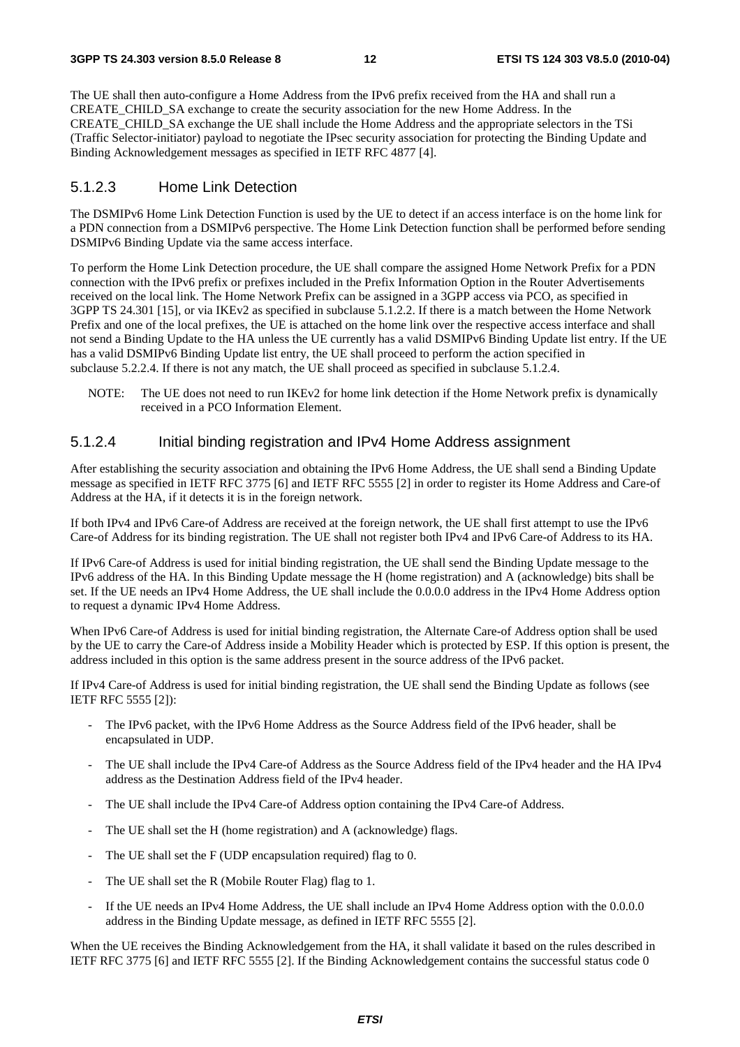The UE shall then auto-configure a Home Address from the IPv6 prefix received from the HA and shall run a CREATE_CHILD_SA exchange to create the security association for the new Home Address. In the CREATE_CHILD_SA exchange the UE shall include the Home Address and the appropriate selectors in the TSi (Traffic Selector-initiator) payload to negotiate the IPsec security association for protecting the Binding Update and Binding Acknowledgement messages as specified in IETF RFC 4877 [4].

### 5.1.2.3 Home Link Detection

The DSMIPv6 Home Link Detection Function is used by the UE to detect if an access interface is on the home link for a PDN connection from a DSMIPv6 perspective. The Home Link Detection function shall be performed before sending DSMIPv6 Binding Update via the same access interface.

To perform the Home Link Detection procedure, the UE shall compare the assigned Home Network Prefix for a PDN connection with the IPv6 prefix or prefixes included in the Prefix Information Option in the Router Advertisements received on the local link. The Home Network Prefix can be assigned in a 3GPP access via PCO, as specified in 3GPP TS 24.301 [15], or via IKEv2 as specified in subclause 5.1.2.2. If there is a match between the Home Network Prefix and one of the local prefixes, the UE is attached on the home link over the respective access interface and shall not send a Binding Update to the HA unless the UE currently has a valid DSMIPv6 Binding Update list entry. If the UE has a valid DSMIPv6 Binding Update list entry, the UE shall proceed to perform the action specified in subclause 5.2.2.4. If there is not any match, the UE shall proceed as specified in subclause 5.1.2.4.

NOTE: The UE does not need to run IKEv2 for home link detection if the Home Network prefix is dynamically received in a PCO Information Element.

### 5.1.2.4 Initial binding registration and IPv4 Home Address assignment

After establishing the security association and obtaining the IPv6 Home Address, the UE shall send a Binding Update message as specified in IETF RFC 3775 [6] and IETF RFC 5555 [2] in order to register its Home Address and Care-of Address at the HA, if it detects it is in the foreign network.

If both IPv4 and IPv6 Care-of Address are received at the foreign network, the UE shall first attempt to use the IPv6 Care-of Address for its binding registration. The UE shall not register both IPv4 and IPv6 Care-of Address to its HA.

If IPv6 Care-of Address is used for initial binding registration, the UE shall send the Binding Update message to the IPv6 address of the HA. In this Binding Update message the H (home registration) and A (acknowledge) bits shall be set. If the UE needs an IPv4 Home Address, the UE shall include the 0.0.0.0 address in the IPv4 Home Address option to request a dynamic IPv4 Home Address.

When IPv6 Care-of Address is used for initial binding registration, the Alternate Care-of Address option shall be used by the UE to carry the Care-of Address inside a Mobility Header which is protected by ESP. If this option is present, the address included in this option is the same address present in the source address of the IPv6 packet.

If IPv4 Care-of Address is used for initial binding registration, the UE shall send the Binding Update as follows (see IETF RFC 5555 [2]):

- The IPv6 packet, with the IPv6 Home Address as the Source Address field of the IPv6 header, shall be encapsulated in UDP.
- The UE shall include the IPv4 Care-of Address as the Source Address field of the IPv4 header and the HA IPv4 address as the Destination Address field of the IPv4 header.
- The UE shall include the IPv4 Care-of Address option containing the IPv4 Care-of Address.
- The UE shall set the H (home registration) and A (acknowledge) flags.
- The UE shall set the F (UDP encapsulation required) flag to 0.
- The UE shall set the R (Mobile Router Flag) flag to 1.
- If the UE needs an IPv4 Home Address, the UE shall include an IPv4 Home Address option with the 0.0.0.0 address in the Binding Update message, as defined in IETF RFC 5555 [2].

When the UE receives the Binding Acknowledgement from the HA, it shall validate it based on the rules described in IETF RFC 3775 [6] and IETF RFC 5555 [2]. If the Binding Acknowledgement contains the successful status code 0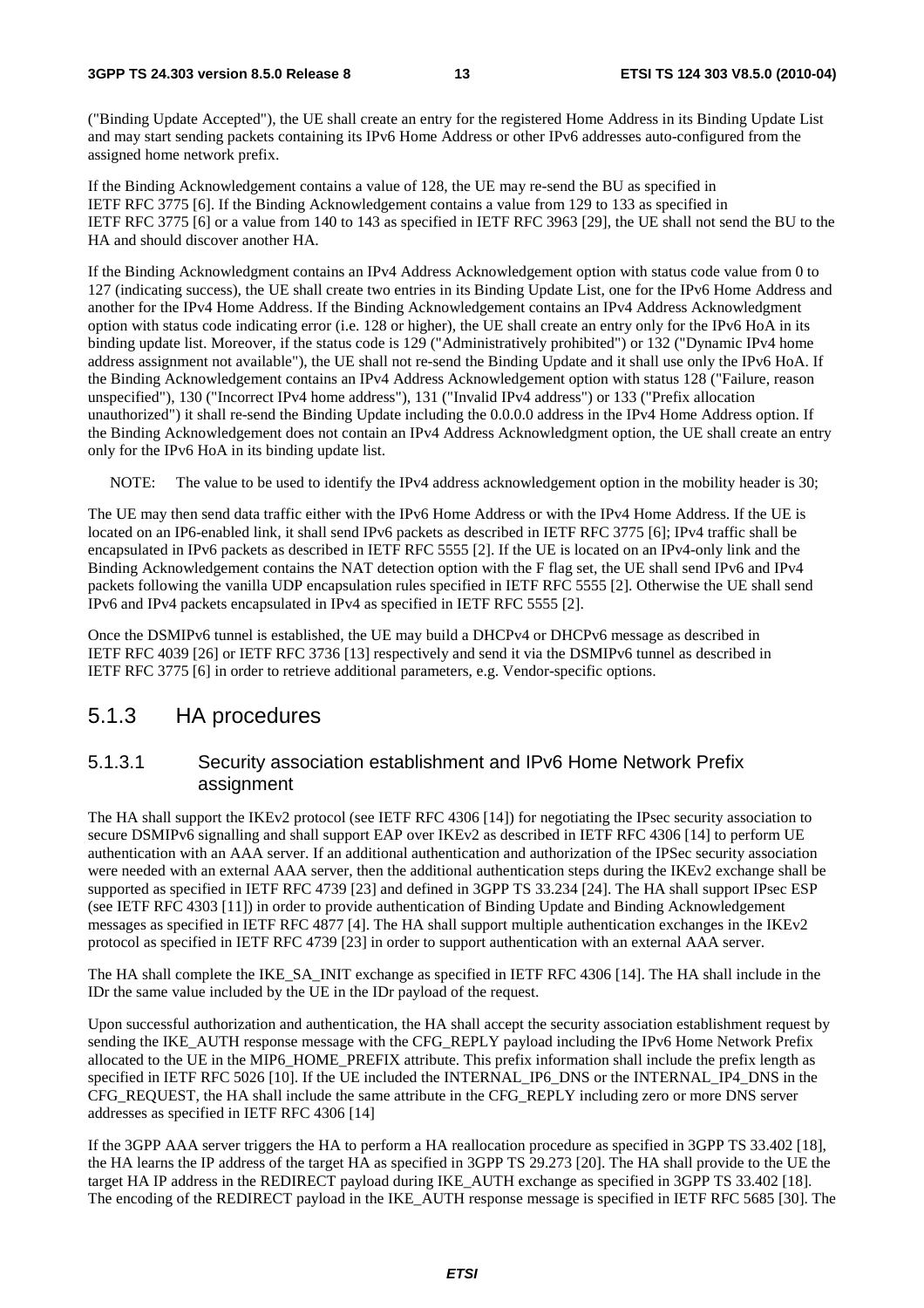("Binding Update Accepted"), the UE shall create an entry for the registered Home Address in its Binding Update List and may start sending packets containing its IPv6 Home Address or other IPv6 addresses auto-configured from the assigned home network prefix.

If the Binding Acknowledgement contains a value of 128, the UE may re-send the BU as specified in IETF RFC 3775 [6]. If the Binding Acknowledgement contains a value from 129 to 133 as specified in IETF RFC 3775 [6] or a value from 140 to 143 as specified in IETF RFC 3963 [29], the UE shall not send the BU to the HA and should discover another HA.

If the Binding Acknowledgment contains an IPv4 Address Acknowledgement option with status code value from 0 to 127 (indicating success), the UE shall create two entries in its Binding Update List, one for the IPv6 Home Address and another for the IPv4 Home Address. If the Binding Acknowledgement contains an IPv4 Address Acknowledgment option with status code indicating error (i.e. 128 or higher), the UE shall create an entry only for the IPv6 HoA in its binding update list. Moreover, if the status code is 129 ("Administratively prohibited") or 132 ("Dynamic IPv4 home address assignment not available"), the UE shall not re-send the Binding Update and it shall use only the IPv6 HoA. If the Binding Acknowledgement contains an IPv4 Address Acknowledgement option with status 128 ("Failure, reason unspecified"), 130 ("Incorrect IPv4 home address"), 131 ("Invalid IPv4 address") or 133 ("Prefix allocation unauthorized") it shall re-send the Binding Update including the 0.0.0.0 address in the IPv4 Home Address option. If the Binding Acknowledgement does not contain an IPv4 Address Acknowledgment option, the UE shall create an entry only for the IPv6 HoA in its binding update list.

NOTE: The value to be used to identify the IPv4 address acknowledgement option in the mobility header is 30;

The UE may then send data traffic either with the IPv6 Home Address or with the IPv4 Home Address. If the UE is located on an IP6-enabled link, it shall send IPv6 packets as described in IETF RFC 3775 [6]; IPv4 traffic shall be encapsulated in IPv6 packets as described in IETF RFC 5555 [2]. If the UE is located on an IPv4-only link and the Binding Acknowledgement contains the NAT detection option with the F flag set, the UE shall send IPv6 and IPv4 packets following the vanilla UDP encapsulation rules specified in IETF RFC 5555 [2]. Otherwise the UE shall send IPv6 and IPv4 packets encapsulated in IPv4 as specified in IETF RFC 5555 [2].

Once the DSMIPv6 tunnel is established, the UE may build a DHCPv4 or DHCPv6 message as described in IETF RFC 4039 [26] or IETF RFC 3736 [13] respectively and send it via the DSMIPv6 tunnel as described in IETF RFC 3775 [6] in order to retrieve additional parameters, e.g. Vendor-specific options.

## 5.1.3 HA procedures

### 5.1.3.1 Security association establishment and IPv6 Home Network Prefix assignment

The HA shall support the IKEv2 protocol (see IETF RFC 4306 [14]) for negotiating the IPsec security association to secure DSMIPv6 signalling and shall support EAP over IKEv2 as described in IETF RFC 4306 [14] to perform UE authentication with an AAA server. If an additional authentication and authorization of the IPSec security association were needed with an external AAA server, then the additional authentication steps during the IKEv2 exchange shall be supported as specified in IETF RFC 4739 [23] and defined in 3GPP TS 33.234 [24]. The HA shall support IPsec ESP (see IETF RFC 4303 [11]) in order to provide authentication of Binding Update and Binding Acknowledgement messages as specified in IETF RFC 4877 [4]. The HA shall support multiple authentication exchanges in the IKEv2 protocol as specified in IETF RFC 4739 [23] in order to support authentication with an external AAA server.

The HA shall complete the IKE_SA_INIT exchange as specified in IETF RFC 4306 [14]. The HA shall include in the IDr the same value included by the UE in the IDr payload of the request.

Upon successful authorization and authentication, the HA shall accept the security association establishment request by sending the IKE_AUTH response message with the CFG_REPLY payload including the IPv6 Home Network Prefix allocated to the UE in the MIP6_HOME_PREFIX attribute. This prefix information shall include the prefix length as specified in IETF RFC 5026 [10]. If the UE included the INTERNAL_IP6_DNS or the INTERNAL_IP4_DNS in the CFG_REQUEST, the HA shall include the same attribute in the CFG_REPLY including zero or more DNS server addresses as specified in IETF RFC 4306 [14]

If the 3GPP AAA server triggers the HA to perform a HA reallocation procedure as specified in 3GPP TS 33.402 [18], the HA learns the IP address of the target HA as specified in 3GPP TS 29.273 [20]. The HA shall provide to the UE the target HA IP address in the REDIRECT payload during IKE_AUTH exchange as specified in 3GPP TS 33.402 [18]. The encoding of the REDIRECT payload in the IKE_AUTH response message is specified in IETF RFC 5685 [30]. The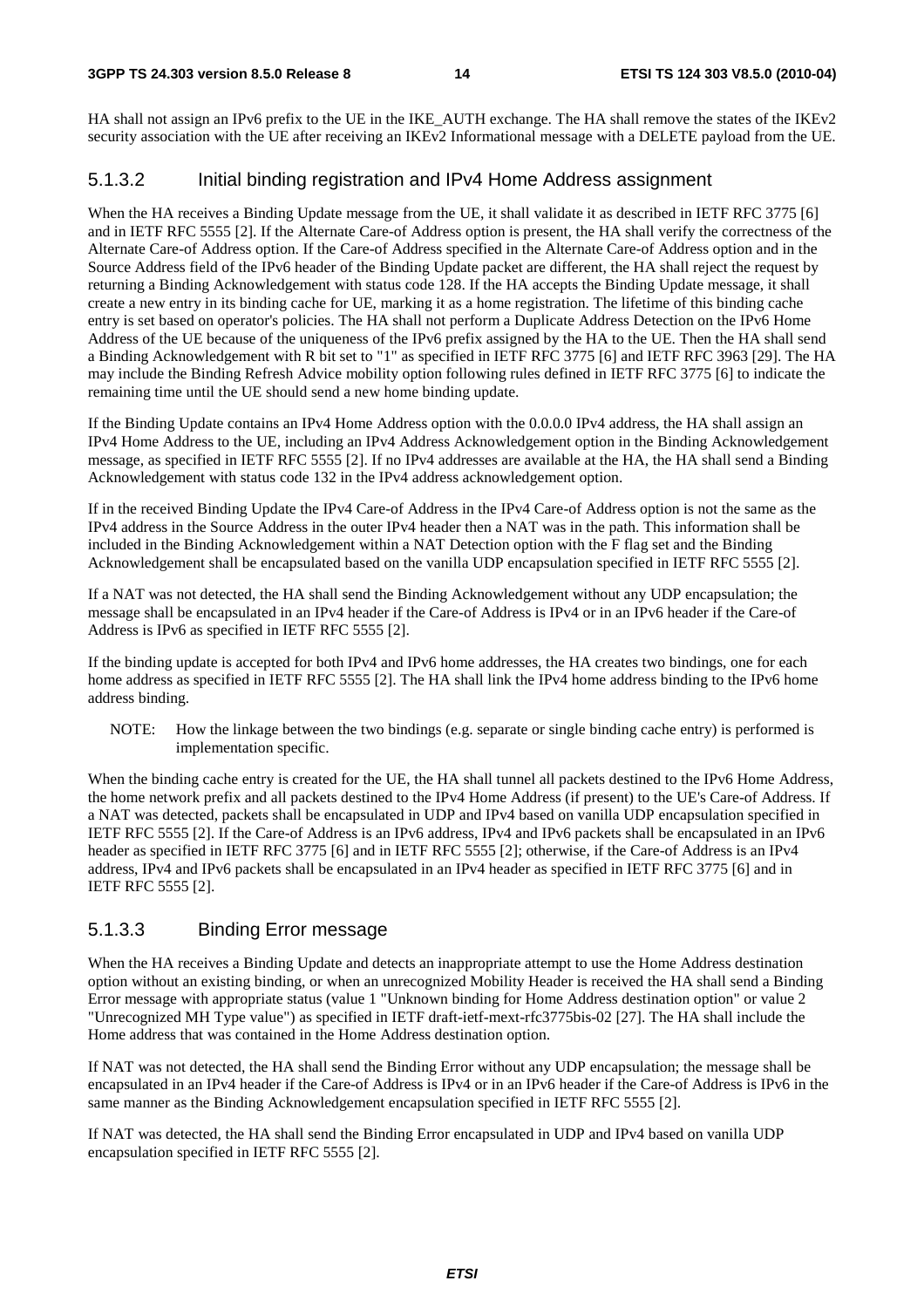HA shall not assign an IPv6 prefix to the UE in the IKE_AUTH exchange. The HA shall remove the states of the IKEv2 security association with the UE after receiving an IKEv2 Informational message with a DELETE payload from the UE.

#### 5.1.3.2 Initial binding registration and IPv4 Home Address assignment

When the HA receives a Binding Update message from the UE, it shall validate it as described in IETF RFC 3775 [6] and in IETF RFC 5555 [2]. If the Alternate Care-of Address option is present, the HA shall verify the correctness of the Alternate Care-of Address option. If the Care-of Address specified in the Alternate Care-of Address option and in the Source Address field of the IPv6 header of the Binding Update packet are different, the HA shall reject the request by returning a Binding Acknowledgement with status code 128. If the HA accepts the Binding Update message, it shall create a new entry in its binding cache for UE, marking it as a home registration. The lifetime of this binding cache entry is set based on operator's policies. The HA shall not perform a Duplicate Address Detection on the IPv6 Home Address of the UE because of the uniqueness of the IPv6 prefix assigned by the HA to the UE. Then the HA shall send a Binding Acknowledgement with R bit set to "1" as specified in IETF RFC 3775 [6] and IETF RFC 3963 [29]. The HA may include the Binding Refresh Advice mobility option following rules defined in IETF RFC 3775 [6] to indicate the remaining time until the UE should send a new home binding update.

If the Binding Update contains an IPv4 Home Address option with the 0.0.0.0 IPv4 address, the HA shall assign an IPv4 Home Address to the UE, including an IPv4 Address Acknowledgement option in the Binding Acknowledgement message, as specified in IETF RFC 5555 [2]. If no IPv4 addresses are available at the HA, the HA shall send a Binding Acknowledgement with status code 132 in the IPv4 address acknowledgement option.

If in the received Binding Update the IPv4 Care-of Address in the IPv4 Care-of Address option is not the same as the IPv4 address in the Source Address in the outer IPv4 header then a NAT was in the path. This information shall be included in the Binding Acknowledgement within a NAT Detection option with the F flag set and the Binding Acknowledgement shall be encapsulated based on the vanilla UDP encapsulation specified in IETF RFC 5555 [2].

If a NAT was not detected, the HA shall send the Binding Acknowledgement without any UDP encapsulation; the message shall be encapsulated in an IPv4 header if the Care-of Address is IPv4 or in an IPv6 header if the Care-of Address is IPv6 as specified in IETF RFC 5555 [2].

If the binding update is accepted for both IPv4 and IPv6 home addresses, the HA creates two bindings, one for each home address as specified in IETF RFC 5555 [2]. The HA shall link the IPv4 home address binding to the IPv6 home address binding.

NOTE: How the linkage between the two bindings (e.g. separate or single binding cache entry) is performed is implementation specific.

When the binding cache entry is created for the UE, the HA shall tunnel all packets destined to the IPv6 Home Address, the home network prefix and all packets destined to the IPv4 Home Address (if present) to the UE's Care-of Address. If a NAT was detected, packets shall be encapsulated in UDP and IPv4 based on vanilla UDP encapsulation specified in IETF RFC 5555 [2]. If the Care-of Address is an IPv6 address, IPv4 and IPv6 packets shall be encapsulated in an IPv6 header as specified in IETF RFC 3775 [6] and in IETF RFC 5555 [2]; otherwise, if the Care-of Address is an IPv4 address, IPv4 and IPv6 packets shall be encapsulated in an IPv4 header as specified in IETF RFC 3775 [6] and in IETF RFC 5555 [2].

#### 5.1.3.3 Binding Error message

When the HA receives a Binding Update and detects an inappropriate attempt to use the Home Address destination option without an existing binding, or when an unrecognized Mobility Header is received the HA shall send a Binding Error message with appropriate status (value 1 "Unknown binding for Home Address destination option" or value 2 "Unrecognized MH Type value") as specified in IETF draft-ietf-mext-rfc3775bis-02 [27]. The HA shall include the Home address that was contained in the Home Address destination option.

If NAT was not detected, the HA shall send the Binding Error without any UDP encapsulation; the message shall be encapsulated in an IPv4 header if the Care-of Address is IPv4 or in an IPv6 header if the Care-of Address is IPv6 in the same manner as the Binding Acknowledgement encapsulation specified in IETF RFC 5555 [2].

If NAT was detected, the HA shall send the Binding Error encapsulated in UDP and IPv4 based on vanilla UDP encapsulation specified in IETF RFC 5555 [2].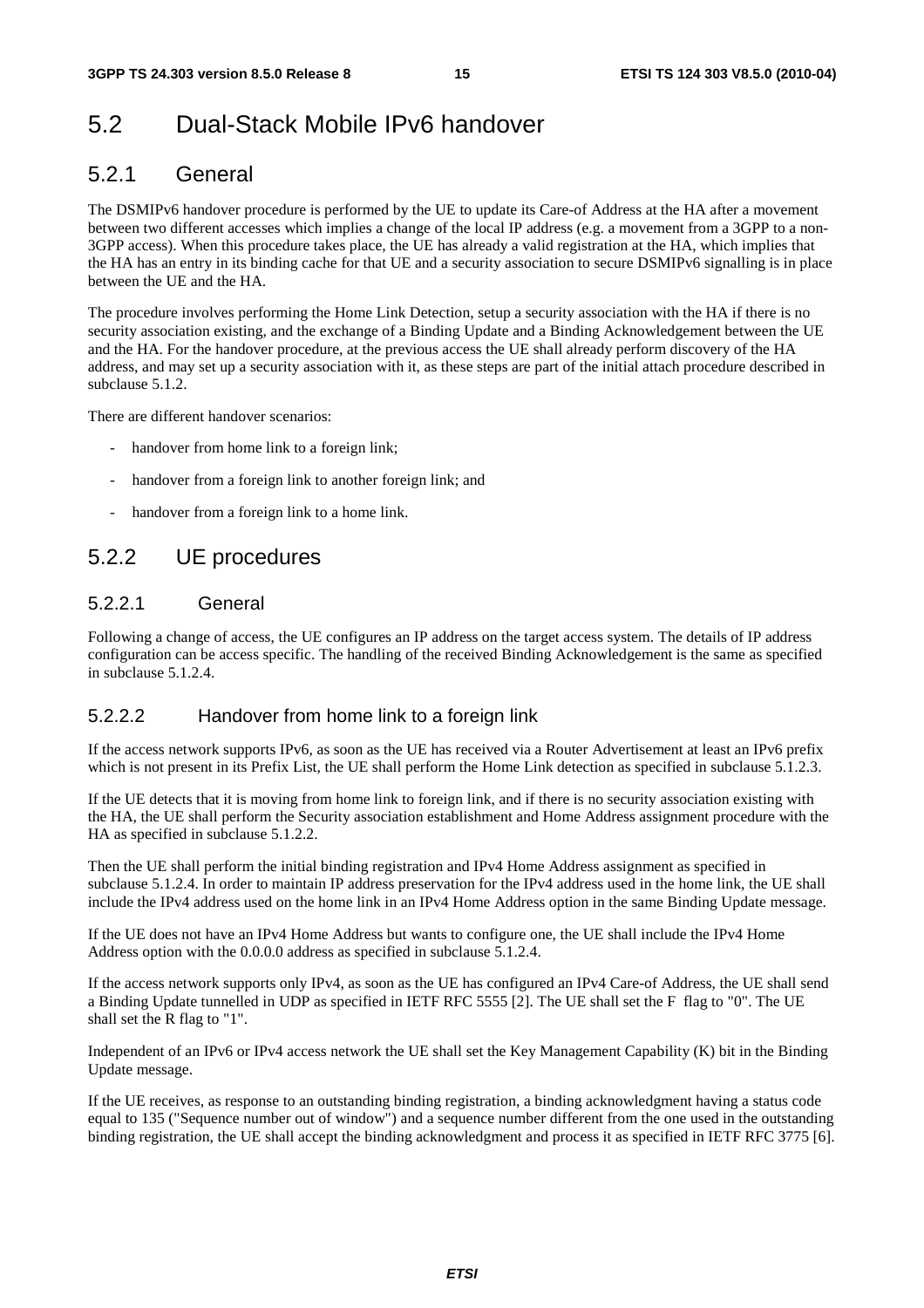# 5.2 Dual-Stack Mobile IPv6 handover

## 5.2.1 General

The DSMIPv6 handover procedure is performed by the UE to update its Care-of Address at the HA after a movement between two different accesses which implies a change of the local IP address (e.g. a movement from a 3GPP to a non-3GPP access). When this procedure takes place, the UE has already a valid registration at the HA, which implies that the HA has an entry in its binding cache for that UE and a security association to secure DSMIPv6 signalling is in place between the UE and the HA.

The procedure involves performing the Home Link Detection, setup a security association with the HA if there is no security association existing, and the exchange of a Binding Update and a Binding Acknowledgement between the UE and the HA. For the handover procedure, at the previous access the UE shall already perform discovery of the HA address, and may set up a security association with it, as these steps are part of the initial attach procedure described in subclause 5.1.2.

There are different handover scenarios:

- handover from home link to a foreign link;
- handover from a foreign link to another foreign link; and
- handover from a foreign link to a home link.

## 5.2.2 UE procedures

### 5.2.2.1 General

Following a change of access, the UE configures an IP address on the target access system. The details of IP address configuration can be access specific. The handling of the received Binding Acknowledgement is the same as specified in subclause 5.1.2.4.

### 5.2.2.2 Handover from home link to a foreign link

If the access network supports IPv6, as soon as the UE has received via a Router Advertisement at least an IPv6 prefix which is not present in its Prefix List, the UE shall perform the Home Link detection as specified in subclause 5.1.2.3.

If the UE detects that it is moving from home link to foreign link, and if there is no security association existing with the HA, the UE shall perform the Security association establishment and Home Address assignment procedure with the HA as specified in subclause 5.1.2.2.

Then the UE shall perform the initial binding registration and IPv4 Home Address assignment as specified in subclause 5.1.2.4. In order to maintain IP address preservation for the IPv4 address used in the home link, the UE shall include the IPv4 address used on the home link in an IPv4 Home Address option in the same Binding Update message.

If the UE does not have an IPv4 Home Address but wants to configure one, the UE shall include the IPv4 Home Address option with the 0.0.0.0 address as specified in subclause 5.1.2.4.

If the access network supports only IPv4, as soon as the UE has configured an IPv4 Care-of Address, the UE shall send a Binding Update tunnelled in UDP as specified in IETF RFC 5555 [2]. The UE shall set the F flag to "0". The UE shall set the R flag to "1".

Independent of an IPv6 or IPv4 access network the UE shall set the Key Management Capability (K) bit in the Binding Update message.

If the UE receives, as response to an outstanding binding registration, a binding acknowledgment having a status code equal to 135 ("Sequence number out of window") and a sequence number different from the one used in the outstanding binding registration, the UE shall accept the binding acknowledgment and process it as specified in IETF RFC 3775 [6].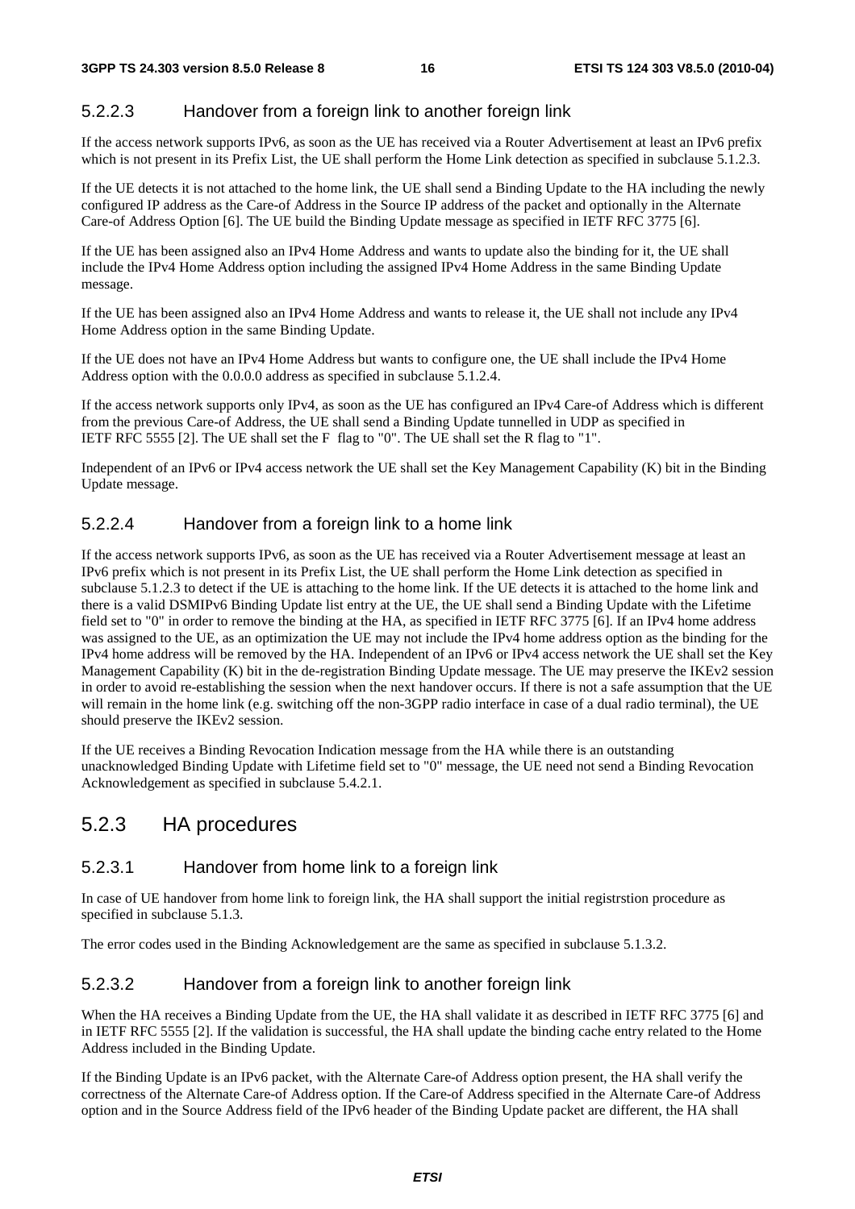#### 5.2.2.3 Handover from a foreign link to another foreign link

If the access network supports IPv6, as soon as the UE has received via a Router Advertisement at least an IPv6 prefix which is not present in its Prefix List, the UE shall perform the Home Link detection as specified in subclause 5.1.2.3.

If the UE detects it is not attached to the home link, the UE shall send a Binding Update to the HA including the newly configured IP address as the Care-of Address in the Source IP address of the packet and optionally in the Alternate Care-of Address Option [6]. The UE build the Binding Update message as specified in IETF RFC 3775 [6].

If the UE has been assigned also an IPv4 Home Address and wants to update also the binding for it, the UE shall include the IPv4 Home Address option including the assigned IPv4 Home Address in the same Binding Update message.

If the UE has been assigned also an IPv4 Home Address and wants to release it, the UE shall not include any IPv4 Home Address option in the same Binding Update.

If the UE does not have an IPv4 Home Address but wants to configure one, the UE shall include the IPv4 Home Address option with the 0.0.0.0 address as specified in subclause 5.1.2.4.

If the access network supports only IPv4, as soon as the UE has configured an IPv4 Care-of Address which is different from the previous Care-of Address, the UE shall send a Binding Update tunnelled in UDP as specified in IETF RFC 5555 [2]. The UE shall set the F flag to "0". The UE shall set the R flag to "1".

Independent of an IPv6 or IPv4 access network the UE shall set the Key Management Capability (K) bit in the Binding Update message.

#### 5.2.2.4 Handover from a foreign link to a home link

If the access network supports IPv6, as soon as the UE has received via a Router Advertisement message at least an IPv6 prefix which is not present in its Prefix List, the UE shall perform the Home Link detection as specified in subclause 5.1.2.3 to detect if the UE is attaching to the home link. If the UE detects it is attached to the home link and there is a valid DSMIPv6 Binding Update list entry at the UE, the UE shall send a Binding Update with the Lifetime field set to "0" in order to remove the binding at the HA, as specified in IETF RFC 3775 [6]. If an IPv4 home address was assigned to the UE, as an optimization the UE may not include the IPv4 home address option as the binding for the IPv4 home address will be removed by the HA. Independent of an IPv6 or IPv4 access network the UE shall set the Key Management Capability (K) bit in the de-registration Binding Update message. The UE may preserve the IKEv2 session in order to avoid re-establishing the session when the next handover occurs. If there is not a safe assumption that the UE will remain in the home link (e.g. switching off the non-3GPP radio interface in case of a dual radio terminal), the UE should preserve the IKEv2 session.

If the UE receives a Binding Revocation Indication message from the HA while there is an outstanding unacknowledged Binding Update with Lifetime field set to "0" message, the UE need not send a Binding Revocation Acknowledgement as specified in subclause 5.4.2.1.

### 5.2.3 HA procedures

#### 5.2.3.1 Handover from home link to a foreign link

In case of UE handover from home link to foreign link, the HA shall support the initial registrstion procedure as specified in subclause 5.1.3.

The error codes used in the Binding Acknowledgement are the same as specified in subclause 5.1.3.2.

#### 5.2.3.2 Handover from a foreign link to another foreign link

When the HA receives a Binding Update from the UE, the HA shall validate it as described in IETF RFC 3775 [6] and in IETF RFC 5555 [2]. If the validation is successful, the HA shall update the binding cache entry related to the Home Address included in the Binding Update.

If the Binding Update is an IPv6 packet, with the Alternate Care-of Address option present, the HA shall verify the correctness of the Alternate Care-of Address option. If the Care-of Address specified in the Alternate Care-of Address option and in the Source Address field of the IPv6 header of the Binding Update packet are different, the HA shall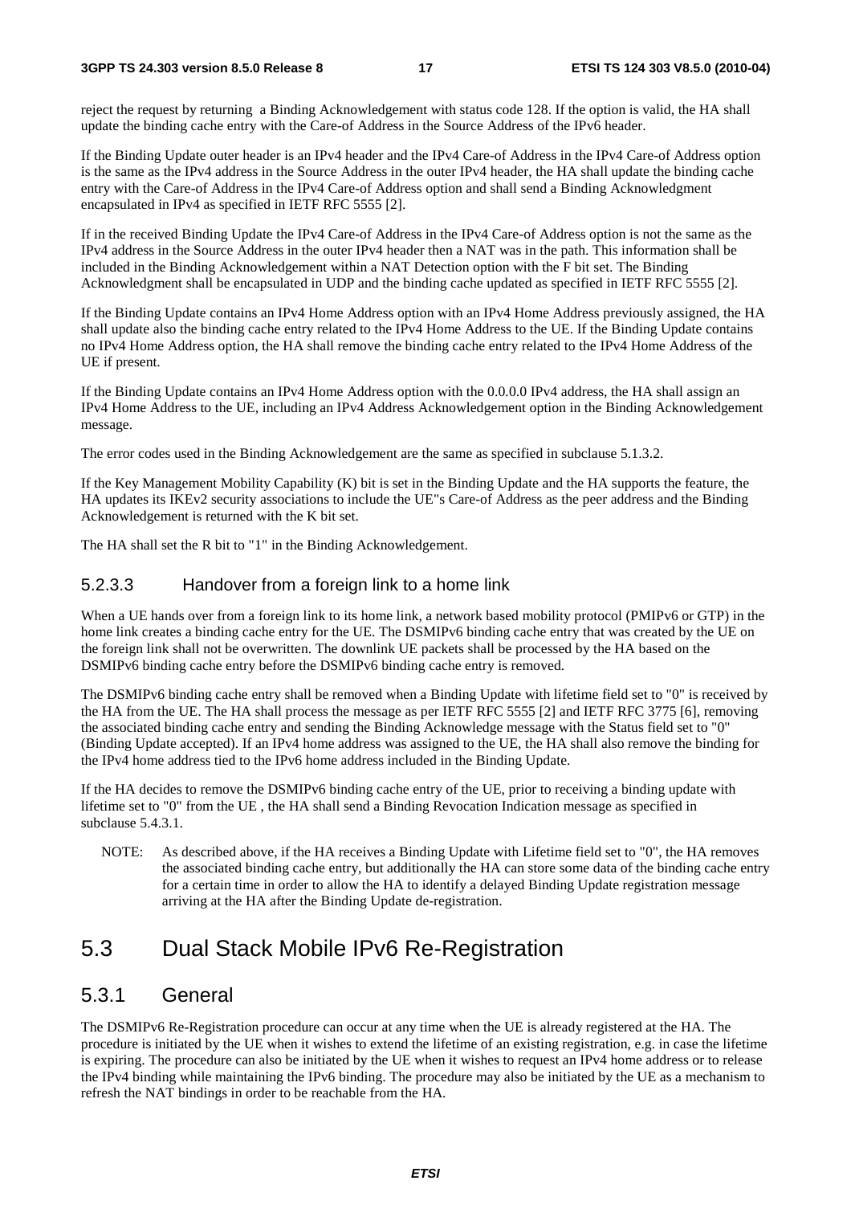reject the request by returning a Binding Acknowledgement with status code 128. If the option is valid, the HA shall update the binding cache entry with the Care-of Address in the Source Address of the IPv6 header.

If the Binding Update outer header is an IPv4 header and the IPv4 Care-of Address in the IPv4 Care-of Address option is the same as the IPv4 address in the Source Address in the outer IPv4 header, the HA shall update the binding cache entry with the Care-of Address in the IPv4 Care-of Address option and shall send a Binding Acknowledgment encapsulated in IPv4 as specified in IETF RFC 5555 [2].

If in the received Binding Update the IPv4 Care-of Address in the IPv4 Care-of Address option is not the same as the IPv4 address in the Source Address in the outer IPv4 header then a NAT was in the path. This information shall be included in the Binding Acknowledgement within a NAT Detection option with the F bit set. The Binding Acknowledgment shall be encapsulated in UDP and the binding cache updated as specified in IETF RFC 5555 [2].

If the Binding Update contains an IPv4 Home Address option with an IPv4 Home Address previously assigned, the HA shall update also the binding cache entry related to the IPv4 Home Address to the UE. If the Binding Update contains no IPv4 Home Address option, the HA shall remove the binding cache entry related to the IPv4 Home Address of the UE if present.

If the Binding Update contains an IPv4 Home Address option with the 0.0.0.0 IPv4 address, the HA shall assign an IPv4 Home Address to the UE, including an IPv4 Address Acknowledgement option in the Binding Acknowledgement message.

The error codes used in the Binding Acknowledgement are the same as specified in subclause 5.1.3.2.

If the Key Management Mobility Capability (K) bit is set in the Binding Update and the HA supports the feature, the HA updates its IKEv2 security associations to include the UE"s Care-of Address as the peer address and the Binding Acknowledgement is returned with the K bit set.

The HA shall set the R bit to "1" in the Binding Acknowledgement.

### 5.2.3.3 Handover from a foreign link to a home link

When a UE hands over from a foreign link to its home link, a network based mobility protocol (PMIPv6 or GTP) in the home link creates a binding cache entry for the UE. The DSMIPv6 binding cache entry that was created by the UE on the foreign link shall not be overwritten. The downlink UE packets shall be processed by the HA based on the DSMIPv6 binding cache entry before the DSMIPv6 binding cache entry is removed.

The DSMIPv6 binding cache entry shall be removed when a Binding Update with lifetime field set to "0" is received by the HA from the UE. The HA shall process the message as per IETF RFC 5555 [2] and IETF RFC 3775 [6], removing the associated binding cache entry and sending the Binding Acknowledge message with the Status field set to "0" (Binding Update accepted). If an IPv4 home address was assigned to the UE, the HA shall also remove the binding for the IPv4 home address tied to the IPv6 home address included in the Binding Update.

If the HA decides to remove the DSMIPv6 binding cache entry of the UE, prior to receiving a binding update with lifetime set to "0" from the UE , the HA shall send a Binding Revocation Indication message as specified in subclause 5.4.3.1.

NOTE: As described above, if the HA receives a Binding Update with Lifetime field set to "0", the HA removes the associated binding cache entry, but additionally the HA can store some data of the binding cache entry for a certain time in order to allow the HA to identify a delayed Binding Update registration message arriving at the HA after the Binding Update de-registration.

## 5.3 Dual Stack Mobile IPv6 Re-Registration

### 5.3.1 General

The DSMIPv6 Re-Registration procedure can occur at any time when the UE is already registered at the HA. The procedure is initiated by the UE when it wishes to extend the lifetime of an existing registration, e.g. in case the lifetime is expiring. The procedure can also be initiated by the UE when it wishes to request an IPv4 home address or to release the IPv4 binding while maintaining the IPv6 binding. The procedure may also be initiated by the UE as a mechanism to refresh the NAT bindings in order to be reachable from the HA.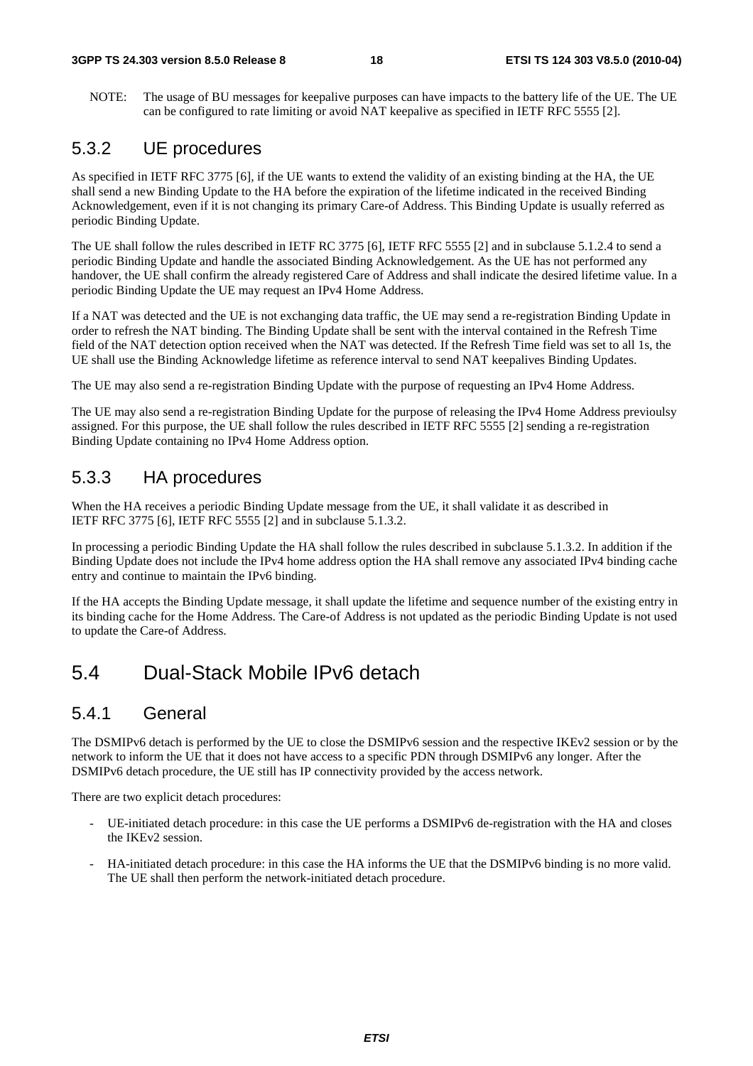NOTE: The usage of BU messages for keepalive purposes can have impacts to the battery life of the UE. The UE can be configured to rate limiting or avoid NAT keepalive as specified in IETF RFC 5555 [2].

### 5.3.2 UE procedures

As specified in IETF RFC 3775 [6], if the UE wants to extend the validity of an existing binding at the HA, the UE shall send a new Binding Update to the HA before the expiration of the lifetime indicated in the received Binding Acknowledgement, even if it is not changing its primary Care-of Address. This Binding Update is usually referred as periodic Binding Update.

The UE shall follow the rules described in IETF RC 3775 [6], IETF RFC 5555 [2] and in subclause 5.1.2.4 to send a periodic Binding Update and handle the associated Binding Acknowledgement. As the UE has not performed any handover, the UE shall confirm the already registered Care of Address and shall indicate the desired lifetime value. In a periodic Binding Update the UE may request an IPv4 Home Address.

If a NAT was detected and the UE is not exchanging data traffic, the UE may send a re-registration Binding Update in order to refresh the NAT binding. The Binding Update shall be sent with the interval contained in the Refresh Time field of the NAT detection option received when the NAT was detected. If the Refresh Time field was set to all 1s, the UE shall use the Binding Acknowledge lifetime as reference interval to send NAT keepalives Binding Updates.

The UE may also send a re-registration Binding Update with the purpose of requesting an IPv4 Home Address.

The UE may also send a re-registration Binding Update for the purpose of releasing the IPv4 Home Address previoulsy assigned. For this purpose, the UE shall follow the rules described in IETF RFC 5555 [2] sending a re-registration Binding Update containing no IPv4 Home Address option.

### 5.3.3 HA procedures

When the HA receives a periodic Binding Update message from the UE, it shall validate it as described in IETF RFC 3775 [6], IETF RFC 5555 [2] and in subclause 5.1.3.2.

In processing a periodic Binding Update the HA shall follow the rules described in subclause 5.1.3.2. In addition if the Binding Update does not include the IPv4 home address option the HA shall remove any associated IPv4 binding cache entry and continue to maintain the IPv6 binding.

If the HA accepts the Binding Update message, it shall update the lifetime and sequence number of the existing entry in its binding cache for the Home Address. The Care-of Address is not updated as the periodic Binding Update is not used to update the Care-of Address.

## 5.4 Dual-Stack Mobile IPv6 detach

### 5.4.1 General

The DSMIPv6 detach is performed by the UE to close the DSMIPv6 session and the respective IKEv2 session or by the network to inform the UE that it does not have access to a specific PDN through DSMIPv6 any longer. After the DSMIPv6 detach procedure, the UE still has IP connectivity provided by the access network.

There are two explicit detach procedures:

- UE-initiated detach procedure: in this case the UE performs a DSMIPv6 de-registration with the HA and closes the IKEv2 session.
- HA-initiated detach procedure: in this case the HA informs the UE that the DSMIPv6 binding is no more valid. The UE shall then perform the network-initiated detach procedure.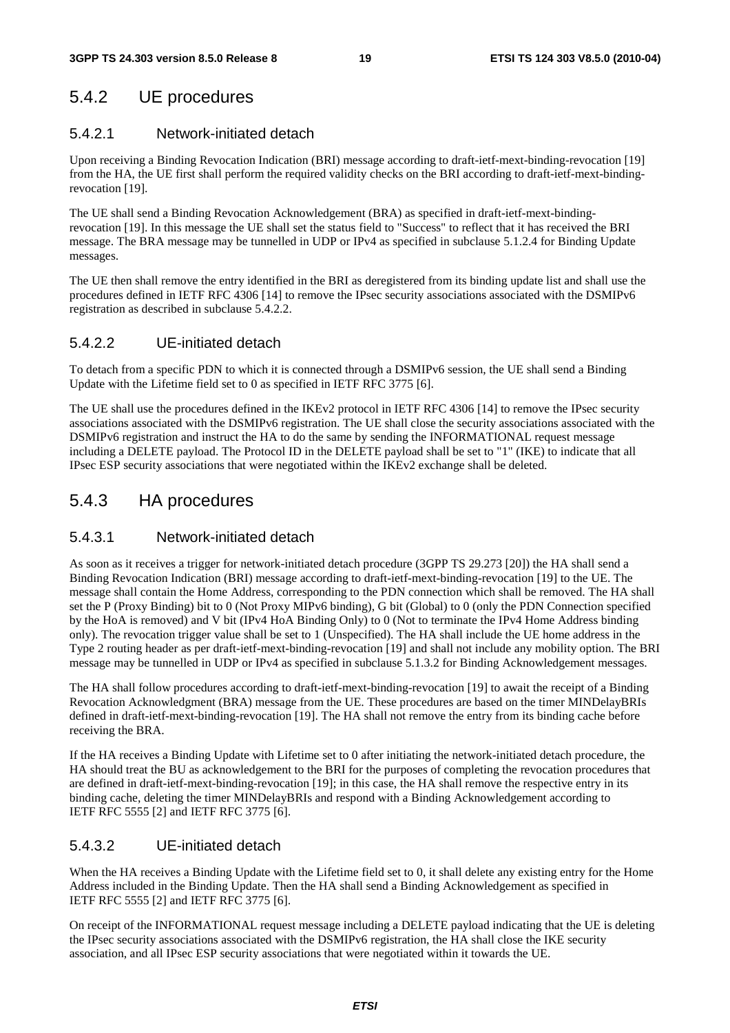## 5.4.2 UE procedures

### 5.4.2.1 Network-initiated detach

Upon receiving a Binding Revocation Indication (BRI) message according to draft-ietf-mext-binding-revocation [19] from the HA, the UE first shall perform the required validity checks on the BRI according to draft-ietf-mext-binding-revocation [19].

The UE shall send a Binding Revocation Acknowledgement (BRA) as specified in draft-ietf-mext-binding-revocation [19]. In this message the UE shall set the status field to "Success" to reflect that it has received the BRI message. The BRA message may be tunnelled in UDP or IPv4 as specified in subclause 5.1.2.4 for Binding Update messages.

The UE then shall remove the entry identified in the BRI as deregistered from its binding update list and shall use the procedures defined in IETF RFC 4306 [14] to remove the IPsec security associations associated with the DSMIPv6 registration as described in subclause 5.4.2.2.

### 5.4.2.2 UE-initiated detach

To detach from a specific PDN to which it is connected through a DSMIPv6 session, the UE shall send a Binding Update with the Lifetime field set to 0 as specified in IETF RFC 3775 [6].

The UE shall use the procedures defined in the IKEv2 protocol in IETF RFC 4306 [14] to remove the IPsec security associations associated with the DSMIPv6 registration. The UE shall close the security associations associated with the DSMIPv6 registration and instruct the HA to do the same by sending the INFORMATIONAL request message including a DELETE payload. The Protocol ID in the DELETE payload shall be set to "1" (IKE) to indicate that all IPsec ESP security associations that were negotiated within the IKEv2 exchange shall be deleted.

## 5.4.3 HA procedures

### 5.4.3.1 Network-initiated detach

As soon as it receives a trigger for network-initiated detach procedure (3GPP TS 29.273 [20]) the HA shall send a Binding Revocation Indication (BRI) message according to draft-ietf-mext-binding-revocation [19] to the UE. The message shall contain the Home Address, corresponding to the PDN connection which shall be removed. The HA shall set the P (Proxy Binding) bit to 0 (Not Proxy MIPv6 binding), G bit (Global) to 0 (only the PDN Connection specified by the HoA is removed) and V bit (IPv4 HoA Binding Only) to 0 (Not to terminate the IPv4 Home Address binding only). The revocation trigger value shall be set to 1 (Unspecified). The HA shall include the UE home address in the Type 2 routing header as per draft-ietf-mext-binding-revocation [19] and shall not include any mobility option. The BRI message may be tunnelled in UDP or IPv4 as specified in subclause 5.1.3.2 for Binding Acknowledgement messages.

The HA shall follow procedures according to draft-ietf-mext-binding-revocation [19] to await the receipt of a Binding Revocation Acknowledgment (BRA) message from the UE. These procedures are based on the timer MINDelayBRIs defined in draft-ietf-mext-binding-revocation [19]. The HA shall not remove the entry from its binding cache before receiving the BRA.

If the HA receives a Binding Update with Lifetime set to 0 after initiating the network-initiated detach procedure, the HA should treat the BU as acknowledgement to the BRI for the purposes of completing the revocation procedures that are defined in draft-ietf-mext-binding-revocation [19]; in this case, the HA shall remove the respective entry in its binding cache, deleting the timer MINDelayBRIs and respond with a Binding Acknowledgement according to IETF RFC 5555 [2] and IETF RFC 3775 [6].

### 5.4.3.2 UE-initiated detach

When the HA receives a Binding Update with the Lifetime field set to 0, it shall delete any existing entry for the Home Address included in the Binding Update. Then the HA shall send a Binding Acknowledgement as specified in IETF RFC 5555 [2] and IETF RFC 3775 [6].

On receipt of the INFORMATIONAL request message including a DELETE payload indicating that the UE is deleting the IPsec security associations associated with the DSMIPv6 registration, the HA shall close the IKE security association, and all IPsec ESP security associations that were negotiated within it towards the UE.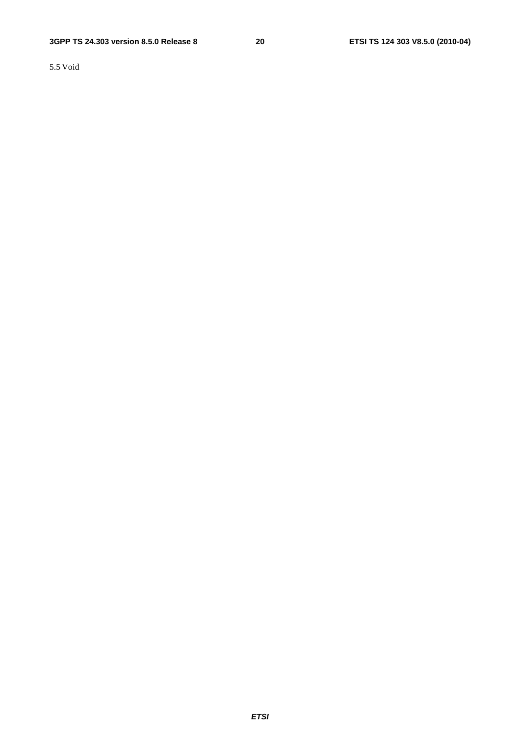## 5.5 Void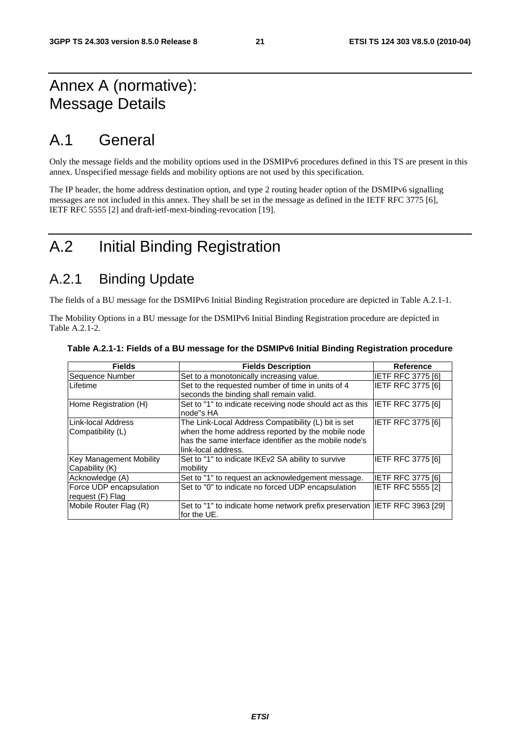# Annex A (normative): Message Details

# A.1 General

Only the message fields and the mobility options used in the DSMIPv6 procedures defined in this TS are present in this annex. Unspecified message fields and mobility options are not used by this specification.

The IP header, the home address destination option, and type 2 routing header option of the DSMIPv6 signalling messages are not included in this annex. They shall be set in the message as defined in the IETF RFC 3775 [6], IETF RFC 5555 [2] and draft-ietf-mext-binding-revocation [19].

# A.2 Initial Binding Registration

## A.2.1 Binding Update

The fields of a BU message for the DSMIPv6 Initial Binding Registration procedure are depicted in Table A.2.1-1.

The Mobility Options in a BU message for the DSMIPv6 Initial Binding Registration procedure are depicted in Table A.2.1-2.

**Table A.2.1-1: Fields of a BU message for the DSMIPv6 Initial Binding Registration procedure**

| Fields | Fields Description | Reference |
|---|---|---|
| Sequence Number | Set to a monotonically increasing value. | IETF RFC 3775 [6] |
| Lifetime | Set to the requested number of time in units of 4 seconds the binding shall remain valid. | IETF RFC 3775 [6] |
| Home Registration (H) | Set to "1" to indicate receiving node should act as this node"s HA | IETF RFC 3775 [6] |
| Link-local Address Compatibility (L) | The Link-Local Address Compatibility (L) bit is set when the home address reported by the mobile node has the same interface identifier as the mobile node's link-local address. | IETF RFC 3775 [6] |
| Key Management Mobility Capability (K) | Set to "1" to indicate IKEv2 SA ability to survive mobility | IETF RFC 3775 [6] |
| Acknowledge (A) | Set to "1" to request an acknowledgement message. | IETF RFC 3775 [6] |
| Force UDP encapsulation request (F) Flag | Set to "0" to indicate no forced UDP encapsulation | IETF RFC 5555 [2] |
| Mobile Router Flag (R) | Set to "1" to indicate home network prefix preservation for the UE. | IETF RFC 3963 [29] |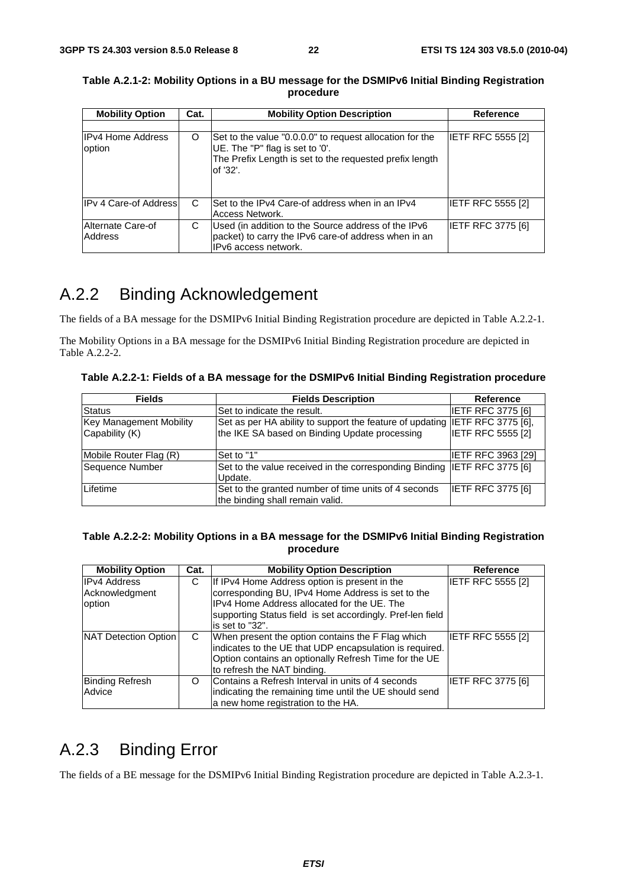**Table A.2.1-2: Mobility Options in a BU message for the DSMIPv6 Initial Binding Registration procedure**

| Mobility Option | Cat. | Mobility Option Description | Reference |
|---|---|---|---|
| | | | |
| IPv4 Home Address option | O | Set to the value "0.0.0.0" to request allocation for the UE. The "P" flag is set to '0'.<br>The Prefix Length is set to the requested prefix length of '32'. | IETF RFC 5555 [2] |
| IPv 4 Care-of Address | C | Set to the IPv4 Care-of address when in an IPv4 Access Network. | IETF RFC 5555 [2] |
| Alternate Care-of Address | C | Used (in addition to the Source address of the IPv6 packet) to carry the IPv6 care-of address when in an IPv6 access network. | IETF RFC 3775 [6] |

## A.2.2 Binding Acknowledgement

The fields of a BA message for the DSMIPv6 Initial Binding Registration procedure are depicted in Table A.2.2-1.

The Mobility Options in a BA message for the DSMIPv6 Initial Binding Registration procedure are depicted in Table A.2.2-2.

**Table A.2.2-1: Fields of a BA message for the DSMIPv6 Initial Binding Registration procedure**

| Fields | Fields Description | Reference |
|---|---|---|
| Status | Set to indicate the result. | IETF RFC 3775 [6] |
| Key Management Mobility Capability (K) | Set as per HA ability to support the feature of updating the IKE SA based on Binding Update processing | IETF RFC 3775 [6], IETF RFC 5555 [2] |
| Mobile Router Flag (R) | Set to "1" | IETF RFC 3963 [29] |
| Sequence Number | Set to the value received in the corresponding Binding Update. | IETF RFC 3775 [6] |
| Lifetime | Set to the granted number of time units of 4 seconds the binding shall remain valid. | IETF RFC 3775 [6] |

**Table A.2.2-2: Mobility Options in a BA message for the DSMIPv6 Initial Binding Registration procedure**

| Mobility Option | Cat. | Mobility Option Description | Reference |
|---|---|---|---|
| IPv4 Address Acknowledgment option | C | If IPv4 Home Address option is present in the corresponding BU, IPv4 Home Address is set to the IPv4 Home Address allocated for the UE. The supporting Status field is set accordingly. Pref-len field is set to "32". | IETF RFC 5555 [2] |
| NAT Detection Option | C | When present the option contains the F Flag which indicates to the UE that UDP encapsulation is required. Option contains an optionally Refresh Time for the UE to refresh the NAT binding. | IETF RFC 5555 [2] |
| Binding Refresh Advice | O | Contains a Refresh Interval in units of 4 seconds indicating the remaining time until the UE should send a new home registration to the HA. | IETF RFC 3775 [6] |

## A.2.3 Binding Error

The fields of a BE message for the DSMIPv6 Initial Binding Registration procedure are depicted in Table A.2.3-1.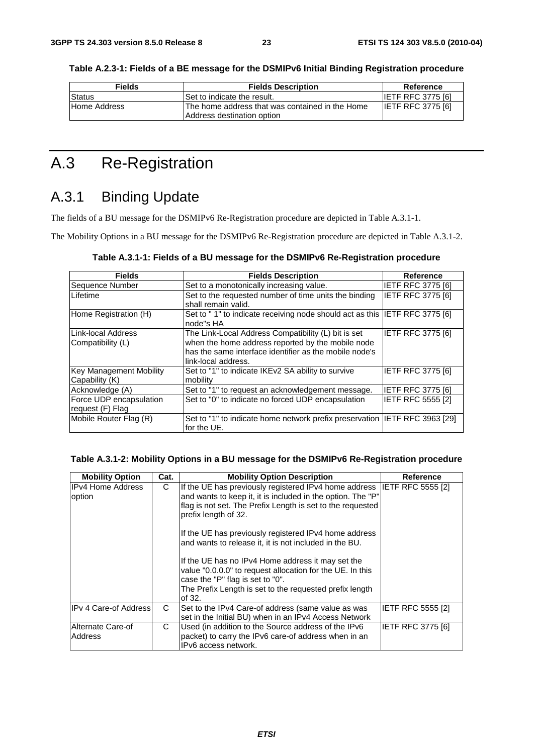**Table A.2.3-1: Fields of a BE message for the DSMIPv6 Initial Binding Registration procedure**

| Fields | Fields Description | Reference |
| --- | --- | --- |
| Status | Set to indicate the result. | IETF RFC 3775 [6] |
| Home Address | The home address that was contained in the Home Address destination option | IETF RFC 3775 [6] |

# A.3 Re-Registration

## A.3.1 Binding Update

The fields of a BU message for the DSMIPv6 Re-Registration procedure are depicted in Table A.3.1-1.

The Mobility Options in a BU message for the DSMIPv6 Re-Registration procedure are depicted in Table A.3.1-2.

**Table A.3.1-1: Fields of a BU message for the DSMIPv6 Re-Registration procedure**

| Fields | Fields Description | Reference |
| --- | --- | --- |
| Sequence Number | Set to a monotonically increasing value. | IETF RFC 3775 [6] |
| Lifetime | Set to the requested number of time units the binding shall remain valid. | IETF RFC 3775 [6] |
| Home Registration (H) | Set to " 1" to indicate receiving node should act as this node"s HA | IETF RFC 3775 [6] |
| Link-local Address Compatibility (L) | The Link-Local Address Compatibility (L) bit is set when the home address reported by the mobile node has the same interface identifier as the mobile node's link-local address. | IETF RFC 3775 [6] |
| Key Management Mobility Capability (K) | Set to "1" to indicate IKEv2 SA ability to survive mobility | IETF RFC 3775 [6] |
| Acknowledge (A) | Set to "1" to request an acknowledgement message. | IETF RFC 3775 [6] |
| Force UDP encapsulation request (F) Flag | Set to "0" to indicate no forced UDP encapsulation | IETF RFC 5555 [2] |
| Mobile Router Flag (R) | Set to "1" to indicate home network prefix preservation for the UE. | IETF RFC 3963 [29] |

**Table A.3.1-2: Mobility Options in a BU message for the DSMIPv6 Re-Registration procedure**

| Mobility Option | Cat. | Mobility Option Description | Reference |
| --- | --- | --- | --- |
| IPv4 Home Address option | C | If the UE has previously registered IPv4 home address and wants to keep it, it is included in the option. The "P" flag is not set. The Prefix Length is set to the requested prefix length of 32.<br><br>If the UE has previously registered IPv4 home address and wants to release it, it is not included in the BU.<br><br>If the UE has no IPv4 Home address it may set the value "0.0.0.0" to request allocation for the UE. In this case the "P" flag is set to "0".<br>The Prefix Length is set to the requested prefix length of 32. | IETF RFC 5555 [2] |
| IPv 4 Care-of Address | C | Set to the IPv4 Care-of address (same value as was set in the Initial BU) when in an IPv4 Access Network | IETF RFC 5555 [2] |
| Alternate Care-of Address | C | Used (in addition to the Source address of the IPv6 packet) to carry the IPv6 care-of address when in an IPv6 access network. | IETF RFC 3775 [6] |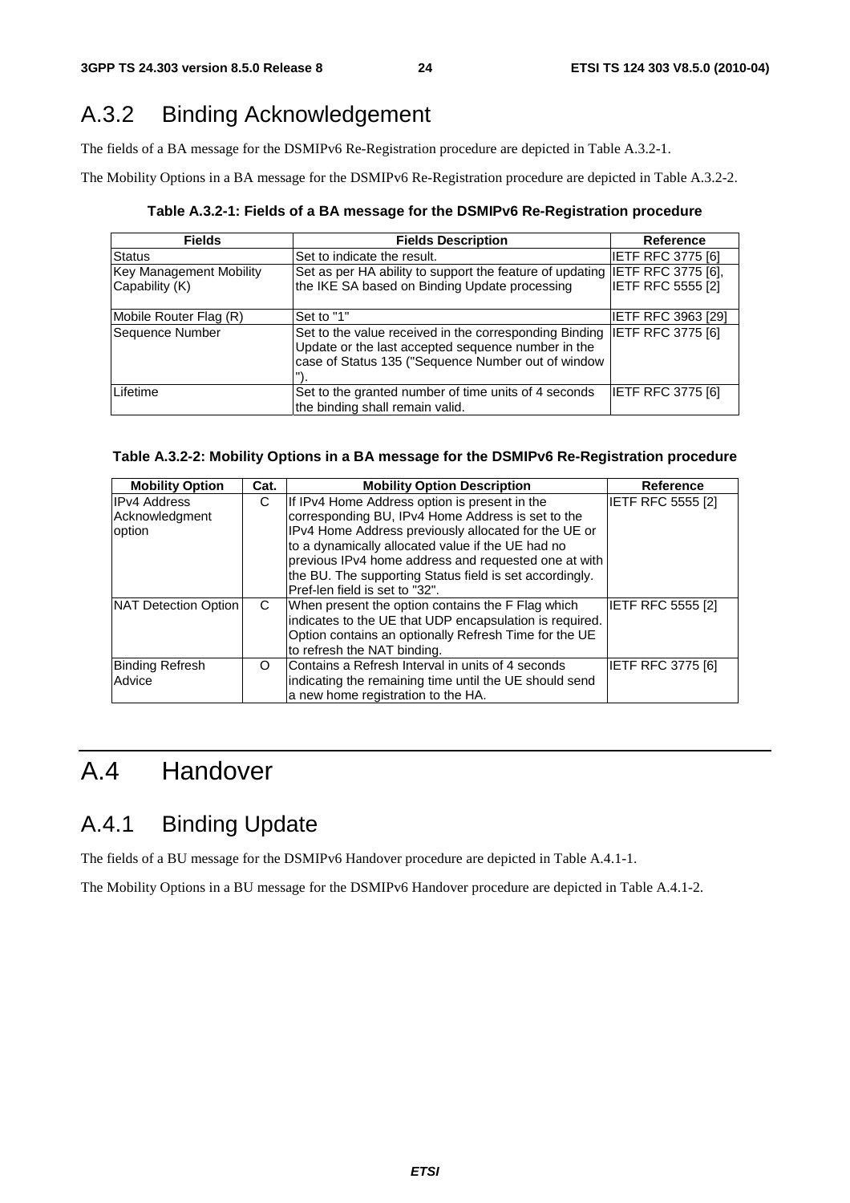## A.3.2 Binding Acknowledgement

The fields of a BA message for the DSMIPv6 Re-Registration procedure are depicted in Table A.3.2-1.

The Mobility Options in a BA message for the DSMIPv6 Re-Registration procedure are depicted in Table A.3.2-2.

**Table A.3.2-1: Fields of a BA message for the DSMIPv6 Re-Registration procedure**

| Fields | Fields Description | Reference |
|---|---|---|
| Status | Set to indicate the result. | IETF RFC 3775 [6] |
| Key Management Mobility Capability (K) | Set as per HA ability to support the feature of updating the IKE SA based on Binding Update processing | IETF RFC 3775 [6], IETF RFC 5555 [2] |
| Mobile Router Flag (R) | Set to "1" | IETF RFC 3963 [29] |
| Sequence Number | Set to the value received in the corresponding Binding Update or the last accepted sequence number in the case of Status 135 ("Sequence Number out of window "). | IETF RFC 3775 [6] |
| Lifetime | Set to the granted number of time units of 4 seconds the binding shall remain valid. | IETF RFC 3775 [6] |

**Table A.3.2-2: Mobility Options in a BA message for the DSMIPv6 Re-Registration procedure**

| Mobility Option | Cat. | Mobility Option Description | Reference |
|---|---|---|---|
| IPv4 Address Acknowledgment option | C | If IPv4 Home Address option is present in the corresponding BU, IPv4 Home Address is set to the IPv4 Home Address previously allocated for the UE or to a dynamically allocated value if the UE had no previous IPv4 home address and requested one at with the BU. The supporting Status field is set accordingly. Pref-len field is set to "32". | IETF RFC 5555 [2] |
| NAT Detection Option | C | When present the option contains the F Flag which indicates to the UE that UDP encapsulation is required. Option contains an optionally Refresh Time for the UE to refresh the NAT binding. | IETF RFC 5555 [2] |
| Binding Refresh Advice | O | Contains a Refresh Interval in units of 4 seconds indicating the remaining time until the UE should send a new home registration to the HA. | IETF RFC 3775 [6] |

# A.4 Handover

## A.4.1 Binding Update

The fields of a BU message for the DSMIPv6 Handover procedure are depicted in Table A.4.1-1.

The Mobility Options in a BU message for the DSMIPv6 Handover procedure are depicted in Table A.4.1-2.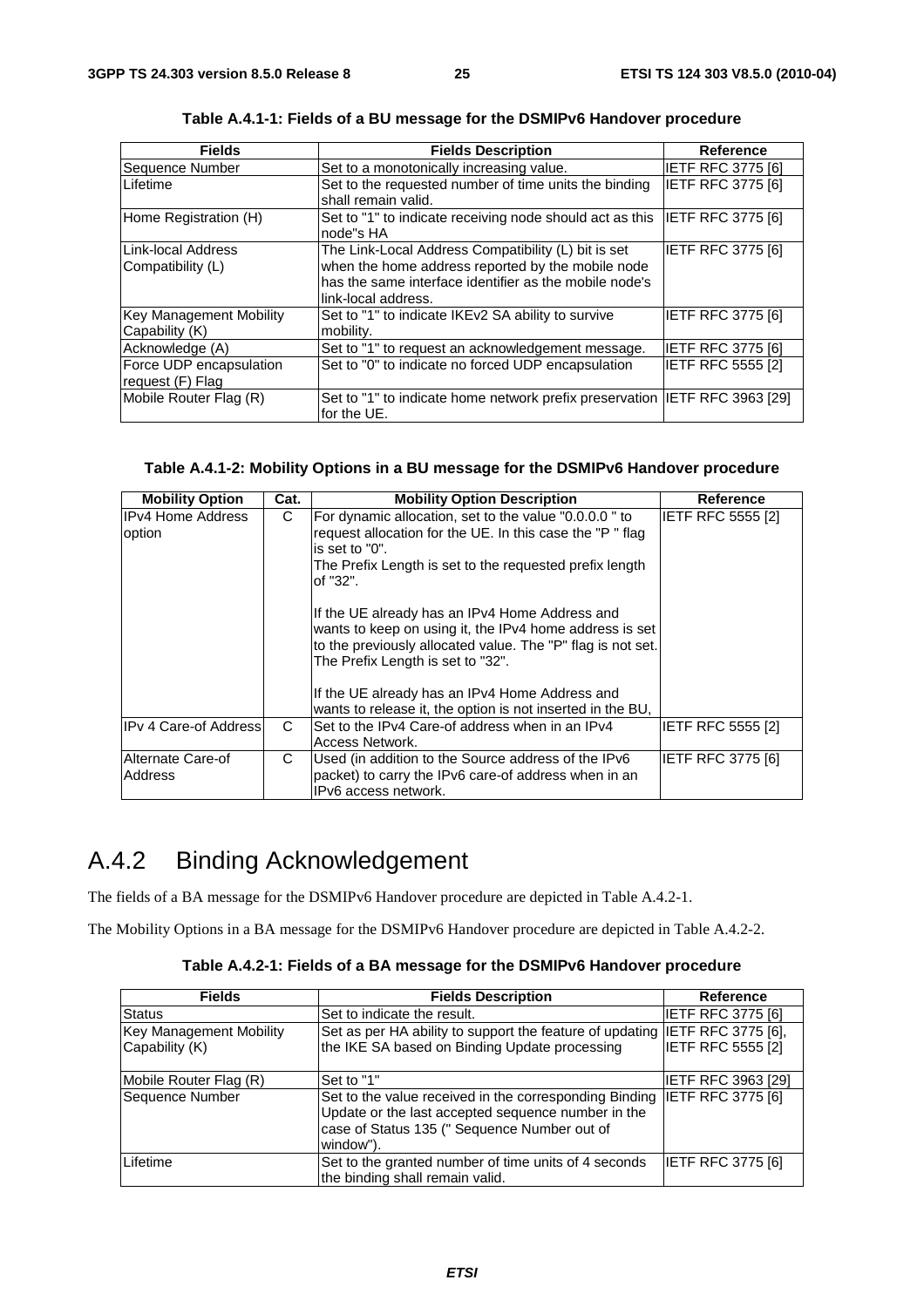**Table A.4.1-1: Fields of a BU message for the DSMIPv6 Handover procedure**

| Fields | Fields Description | Reference |
|---|---|---|
| Sequence Number | Set to a monotonically increasing value. | IETF RFC 3775 [6] |
| Lifetime | Set to the requested number of time units the binding shall remain valid. | IETF RFC 3775 [6] |
| Home Registration (H) | Set to "1" to indicate receiving node should act as this node"s HA | IETF RFC 3775 [6] |
| Link-local Address Compatibility (L) | The Link-Local Address Compatibility (L) bit is set when the home address reported by the mobile node has the same interface identifier as the mobile node's link-local address. | IETF RFC 3775 [6] |
| Key Management Mobility Capability (K) | Set to "1" to indicate IKEv2 SA ability to survive mobility. | IETF RFC 3775 [6] |
| Acknowledge (A) | Set to "1" to request an acknowledgement message. | IETF RFC 3775 [6] |
| Force UDP encapsulation request (F) Flag | Set to "0" to indicate no forced UDP encapsulation | IETF RFC 5555 [2] |
| Mobile Router Flag (R) | Set to "1" to indicate home network prefix preservation for the UE. | IETF RFC 3963 [29] |

**Table A.4.1-2: Mobility Options in a BU message for the DSMIPv6 Handover procedure**

| Mobility Option | Cat. | Mobility Option Description | Reference |
|---|---|---|---|
| IPv4 Home Address option | C | For dynamic allocation, set to the value "0.0.0.0 " to request allocation for the UE. In this case the "P " flag is set to "0".<br>The Prefix Length is set to the requested prefix length of "32".<br><br>If the UE already has an IPv4 Home Address and wants to keep on using it, the IPv4 home address is set to the previously allocated value. The "P" flag is not set. The Prefix Length is set to "32".<br><br>If the UE already has an IPv4 Home Address and wants to release it, the option is not inserted in the BU, | IETF RFC 5555 [2] |
| IPv 4 Care-of Address | C | Set to the IPv4 Care-of address when in an IPv4 Access Network. | IETF RFC 5555 [2] |
| Alternate Care-of Address | C | Used (in addition to the Source address of the IPv6 packet) to carry the IPv6 care-of address when in an IPv6 access network. | IETF RFC 3775 [6] |

## A.4.2 Binding Acknowledgement

The fields of a BA message for the DSMIPv6 Handover procedure are depicted in Table A.4.2-1.

The Mobility Options in a BA message for the DSMIPv6 Handover procedure are depicted in Table A.4.2-2.

**Table A.4.2-1: Fields of a BA message for the DSMIPv6 Handover procedure**

| Fields | Fields Description | Reference |
|---|---|---|
| Status | Set to indicate the result. | IETF RFC 3775 [6] |
| Key Management Mobility Capability (K) | Set as per HA ability to support the feature of updating the IKE SA based on Binding Update processing | IETF RFC 3775 [6], IETF RFC 5555 [2] |
| Mobile Router Flag (R) | Set to "1" | IETF RFC 3963 [29] |
| Sequence Number | Set to the value received in the corresponding Binding Update or the last accepted sequence number in the case of Status 135 (" Sequence Number out of window"). | IETF RFC 3775 [6] |
| Lifetime | Set to the granted number of time units of 4 seconds the binding shall remain valid. | IETF RFC 3775 [6] |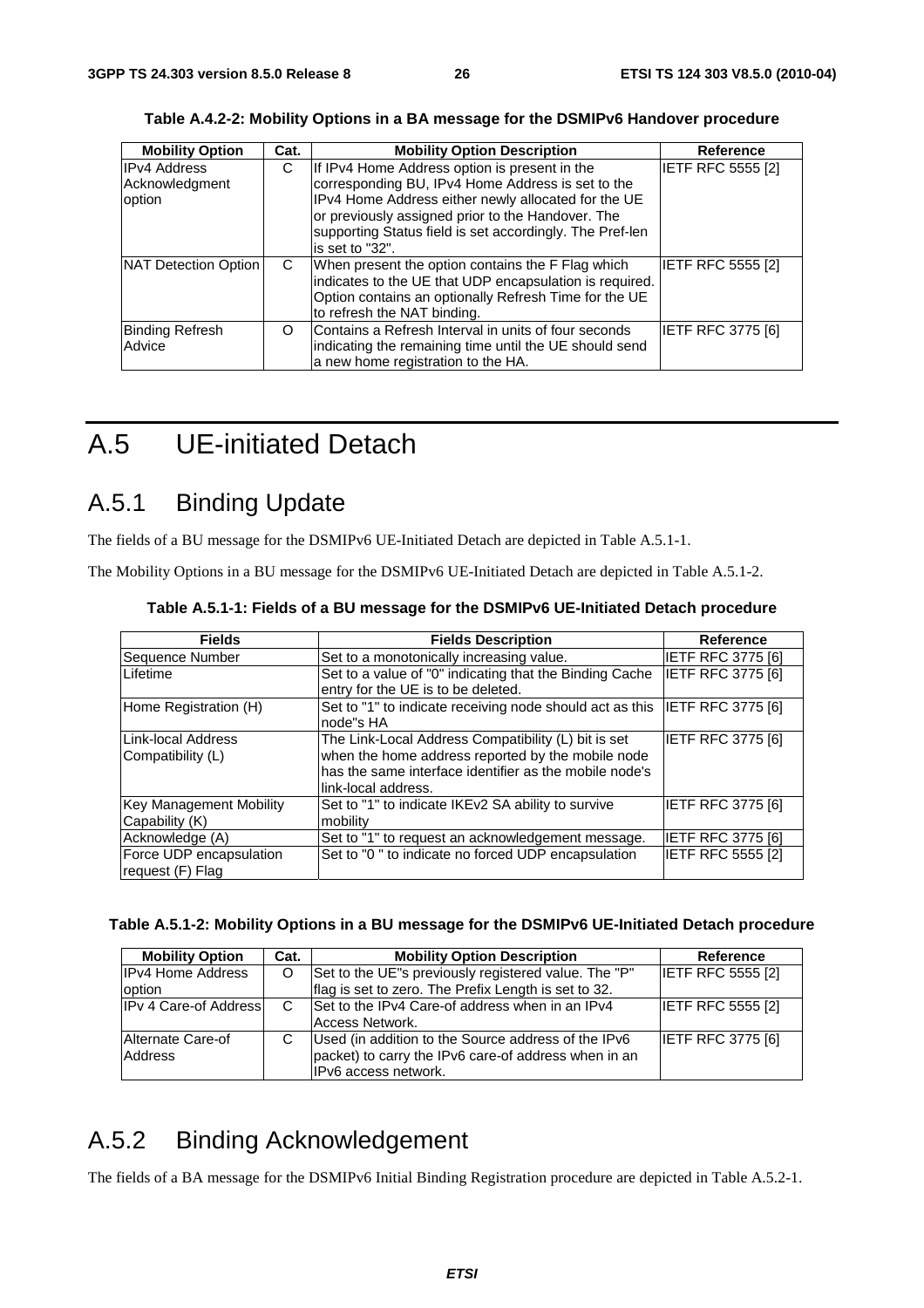**Table A.4.2-2: Mobility Options in a BA message for the DSMIPv6 Handover procedure**

| Mobility Option | Cat. | Mobility Option Description | Reference |
|---|---|---|---|
| IPv4 Address Acknowledgment option | C | If IPv4 Home Address option is present in the corresponding BU, IPv4 Home Address is set to the IPv4 Home Address either newly allocated for the UE or previously assigned prior to the Handover. The supporting Status field is set accordingly. The Pref-len is set to "32". | IETF RFC 5555 [2] |
| NAT Detection Option | C | When present the option contains the F Flag which indicates to the UE that UDP encapsulation is required. Option contains an optionally Refresh Time for the UE to refresh the NAT binding. | IETF RFC 5555 [2] |
| Binding Refresh Advice | O | Contains a Refresh Interval in units of four seconds indicating the remaining time until the UE should send a new home registration to the HA. | IETF RFC 3775 [6] |

# A.5 UE-initiated Detach

## A.5.1 Binding Update

The fields of a BU message for the DSMIPv6 UE-Initiated Detach are depicted in Table A.5.1-1.

The Mobility Options in a BU message for the DSMIPv6 UE-Initiated Detach are depicted in Table A.5.1-2.

**Table A.5.1-1: Fields of a BU message for the DSMIPv6 UE-Initiated Detach procedure**

| Fields | Fields Description | Reference |
|---|---|---|
| Sequence Number | Set to a monotonically increasing value. | IETF RFC 3775 [6] |
| Lifetime | Set to a value of "0" indicating that the Binding Cache entry for the UE is to be deleted. | IETF RFC 3775 [6] |
| Home Registration (H) | Set to "1" to indicate receiving node should act as this node"s HA | IETF RFC 3775 [6] |
| Link-local Address Compatibility (L) | The Link-Local Address Compatibility (L) bit is set when the home address reported by the mobile node has the same interface identifier as the mobile node's link-local address. | IETF RFC 3775 [6] |
| Key Management Mobility Capability (K) | Set to "1" to indicate IKEv2 SA ability to survive mobility | IETF RFC 3775 [6] |
| Acknowledge (A) | Set to "1" to request an acknowledgement message. | IETF RFC 3775 [6] |
| Force UDP encapsulation request (F) Flag | Set to "0 " to indicate no forced UDP encapsulation | IETF RFC 5555 [2] |

**Table A.5.1-2: Mobility Options in a BU message for the DSMIPv6 UE-Initiated Detach procedure**

| Mobility Option | Cat. | Mobility Option Description | Reference |
|---|---|---|---|
| IPv4 Home Address option | O | Set to the UE"s previously registered value. The "P" flag is set to zero. The Prefix Length is set to 32. | IETF RFC 5555 [2] |
| IPv 4 Care-of Address | C | Set to the IPv4 Care-of address when in an IPv4 Access Network. | IETF RFC 5555 [2] |
| Alternate Care-of Address | C | Used (in addition to the Source address of the IPv6 packet) to carry the IPv6 care-of address when in an IPv6 access network. | IETF RFC 3775 [6] |

## A.5.2 Binding Acknowledgement

The fields of a BA message for the DSMIPv6 Initial Binding Registration procedure are depicted in Table A.5.2-1.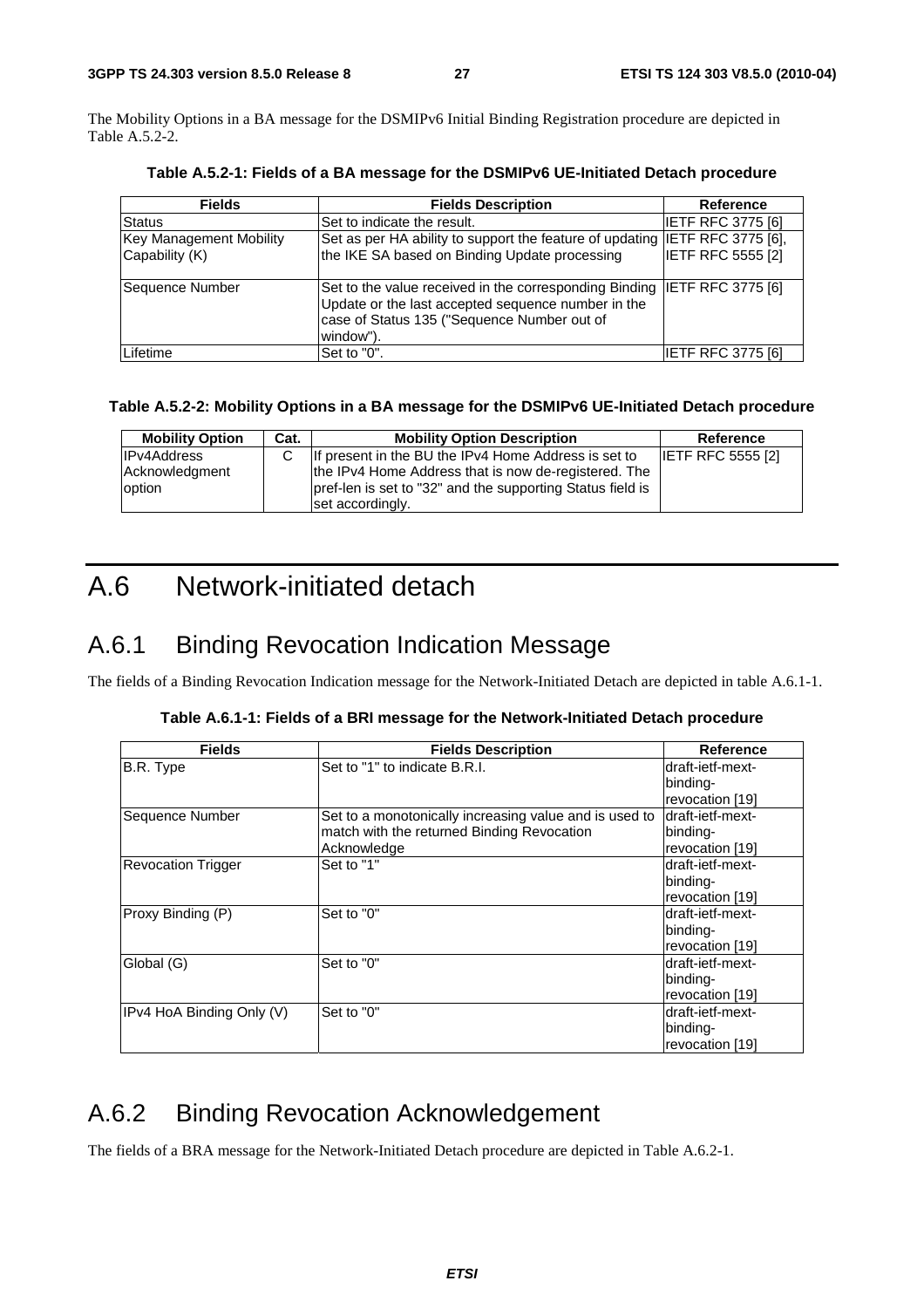The Mobility Options in a BA message for the DSMIPv6 Initial Binding Registration procedure are depicted in Table A.5.2-2.

**Table A.5.2-1: Fields of a BA message for the DSMIPv6 UE-Initiated Detach procedure**

| Fields | Fields Description | Reference |
|---|---|---|
| Status | Set to indicate the result. | IETF RFC 3775 [6] |
| Key Management Mobility Capability (K) | Set as per HA ability to support the feature of updating the IKE SA based on Binding Update processing | IETF RFC 3775 [6], IETF RFC 5555 [2] |
| Sequence Number | Set to the value received in the corresponding Binding Update or the last accepted sequence number in the case of Status 135 ("Sequence Number out of window"). | IETF RFC 3775 [6] |
| Lifetime | Set to "0". | IETF RFC 3775 [6] |

**Table A.5.2-2: Mobility Options in a BA message for the DSMIPv6 UE-Initiated Detach procedure**

| Mobility Option | Cat. | Mobility Option Description | Reference |
|---|---|---|---|
| IPv4Address Acknowledgment option | C | If present in the BU the IPv4 Home Address is set to the IPv4 Home Address that is now de-registered. The pref-len is set to "32" and the supporting Status field is set accordingly. | IETF RFC 5555 [2] |

# A.6 Network-initiated detach

## A.6.1 Binding Revocation Indication Message

The fields of a Binding Revocation Indication message for the Network-Initiated Detach are depicted in table A.6.1-1.

**Table A.6.1-1: Fields of a BRI message for the Network-Initiated Detach procedure**

| Fields | Fields Description | Reference |
|---|---|---|
| B.R. Type | Set to "1" to indicate B.R.I. | draft-ietf-mext-binding-revocation [19] |
| Sequence Number | Set to a monotonically increasing value and is used to match with the returned Binding Revocation Acknowledge | draft-ietf-mext-binding-revocation [19] |
| Revocation Trigger | Set to "1" | draft-ietf-mext-binding-revocation [19] |
| Proxy Binding (P) | Set to "0" | draft-ietf-mext-binding-revocation [19] |
| Global (G) | Set to "0" | draft-ietf-mext-binding-revocation [19] |
| IPv4 HoA Binding Only (V) | Set to "0" | draft-ietf-mext-binding-revocation [19] |

## A.6.2 Binding Revocation Acknowledgement

The fields of a BRA message for the Network-Initiated Detach procedure are depicted in Table A.6.2-1.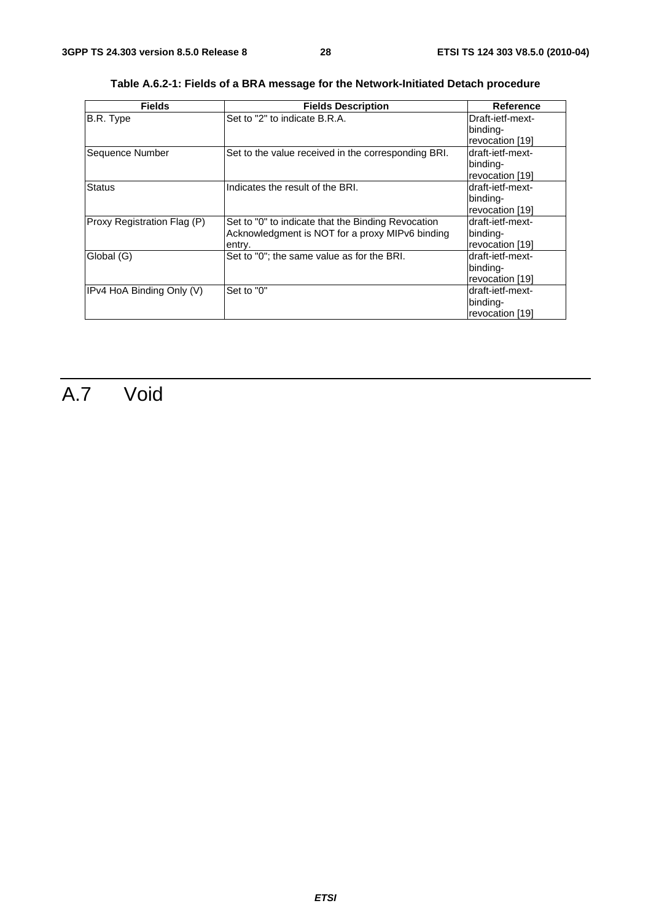**Table A.6.2-1: Fields of a BRA message for the Network-Initiated Detach procedure**

| Fields | Fields Description | Reference |
|---|---|---|
| B.R. Type | Set to "2" to indicate B.R.A. | Draft-ietf-mext-binding-revocation [19] |
| Sequence Number | Set to the value received in the corresponding BRI. | draft-ietf-mext-binding-revocation [19] |
| Status | Indicates the result of the BRI. | draft-ietf-mext-binding-revocation [19] |
| Proxy Registration Flag (P) | Set to "0" to indicate that the Binding Revocation Acknowledgment is NOT for a proxy MIPv6 binding entry. | draft-ietf-mext-binding-revocation [19] |
| Global (G) | Set to "0"; the same value as for the BRI. | draft-ietf-mext-binding-revocation [19] |
| IPv4 HoA Binding Only (V) | Set to "0" | draft-ietf-mext-binding-revocation [19] |

# A.7 Void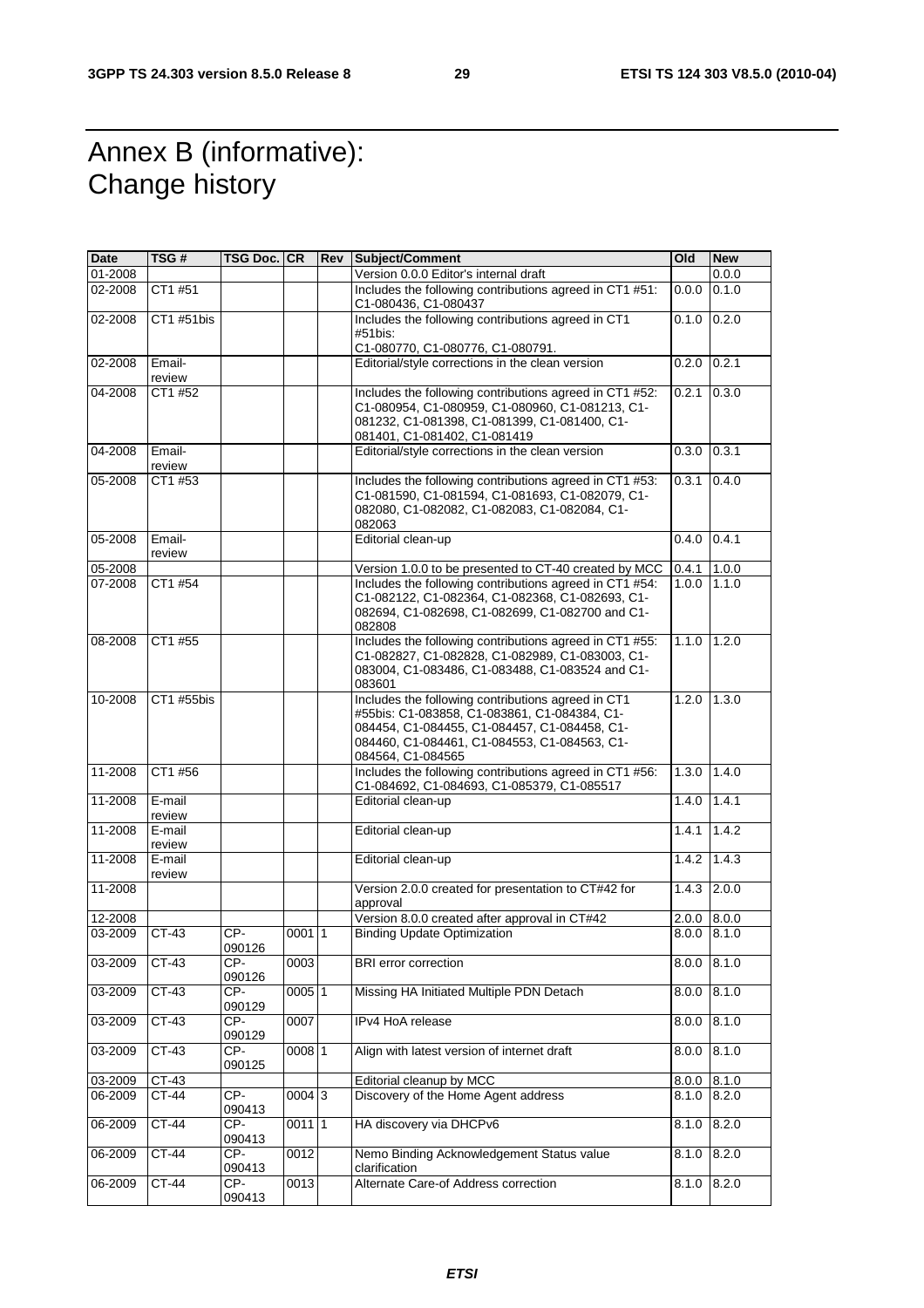# Annex B (informative): Change history

| Date | TSG # | TSG Doc. | CR | Rev | Subject/Comment | Old | New |
|---|---|---|---|---|---|---|---|
| 01-2008 | | | | | Version 0.0.0 Editor's internal draft | | 0.0.0 |
| 02-2008 | CT1 #51 | | | | Includes the following contributions agreed in CT1 #51: C1-080436, C1-080437 | 0.0.0 | 0.1.0 |
| 02-2008 | CT1 #51bis | | | | Includes the following contributions agreed in CT1 #51bis: C1-080770, C1-080776, C1-080791. | 0.1.0 | 0.2.0 |
| 02-2008 | Email-review | | | | Editorial/style corrections in the clean version | 0.2.0 | 0.2.1 |
| 04-2008 | CT1 #52 | | | | Includes the following contributions agreed in CT1 #52: C1-080954, C1-080959, C1-080960, C1-081213, C1-081232, C1-081398, C1-081399, C1-081400, C1-081401, C1-081402, C1-081419 | 0.2.1 | 0.3.0 |
| 04-2008 | Email-review | | | | Editorial/style corrections in the clean version | 0.3.0 | 0.3.1 |
| 05-2008 | CT1 #53 | | | | Includes the following contributions agreed in CT1 #53: C1-081590, C1-081594, C1-081693, C1-082079, C1-082080, C1-082082, C1-082083, C1-082084, C1-082063 | 0.3.1 | 0.4.0 |
| 05-2008 | Email-review | | | | Editorial clean-up | 0.4.0 | 0.4.1 |
| 05-2008 | | | | | Version 1.0.0 to be presented to CT-40 created by MCC | 0.4.1 | 1.0.0 |
| 07-2008 | CT1 #54 | | | | Includes the following contributions agreed in CT1 #54: C1-082122, C1-082364, C1-082368, C1-082693, C1-082694, C1-082698, C1-082699, C1-082700 and C1-082808 | 1.0.0 | 1.1.0 |
| 08-2008 | CT1 #55 | | | | Includes the following contributions agreed in CT1 #55: C1-082827, C1-082828, C1-082989, C1-083003, C1-083004, C1-083486, C1-083488, C1-083524 and C1-083601 | 1.1.0 | 1.2.0 |
| 10-2008 | CT1 #55bis | | | | Includes the following contributions agreed in CT1 #55bis: C1-083858, C1-083861, C1-084384, C1-084454, C1-084455, C1-084457, C1-084458, C1-084460, C1-084461, C1-084553, C1-084563, C1-084564, C1-084565 | 1.2.0 | 1.3.0 |
| 11-2008 | CT1 #56 | | | | Includes the following contributions agreed in CT1 #56: C1-084692, C1-084693, C1-085379, C1-085517 | 1.3.0 | 1.4.0 |
| 11-2008 | E-mail review | | | | Editorial clean-up | 1.4.0 | 1.4.1 |
| 11-2008 | E-mail review | | | | Editorial clean-up | 1.4.1 | 1.4.2 |
| 11-2008 | E-mail review | | | | Editorial clean-up | 1.4.2 | 1.4.3 |
| 11-2008 | | | | | Version 2.0.0 created for presentation to CT#42 for approval | 1.4.3 | 2.0.0 |
| 12-2008 | | | | | Version 8.0.0 created after approval in CT#42 | 2.0.0 | 8.0.0 |
| 03-2009 | CT-43 | CP-090126 | 0001 | 1 | Binding Update Optimization | 8.0.0 | 8.1.0 |
| 03-2009 | CT-43 | CP-090126 | 0003 | | BRI error correction | 8.0.0 | 8.1.0 |
| 03-2009 | CT-43 | CP-090129 | 0005 | 1 | Missing HA Initiated Multiple PDN Detach | 8.0.0 | 8.1.0 |
| 03-2009 | CT-43 | CP-090129 | 0007 | | IPv4 HoA release | 8.0.0 | 8.1.0 |
| 03-2009 | CT-43 | CP-090125 | 0008 | 1 | Align with latest version of internet draft | 8.0.0 | 8.1.0 |
| 03-2009 | CT-43 | | | | Editorial cleanup by MCC | 8.0.0 | 8.1.0 |
| 06-2009 | CT-44 | CP-090413 | 0004 | 3 | Discovery of the Home Agent address | 8.1.0 | 8.2.0 |
| 06-2009 | CT-44 | CP-090413 | 0011 | 1 | HA discovery via DHCPv6 | 8.1.0 | 8.2.0 |
| 06-2009 | CT-44 | CP-090413 | 0012 | | Nemo Binding Acknowledgement Status value clarification | 8.1.0 | 8.2.0 |
| 06-2009 | CT-44 | CP-090413 | 0013 | | Alternate Care-of Address correction | 8.1.0 | 8.2.0 |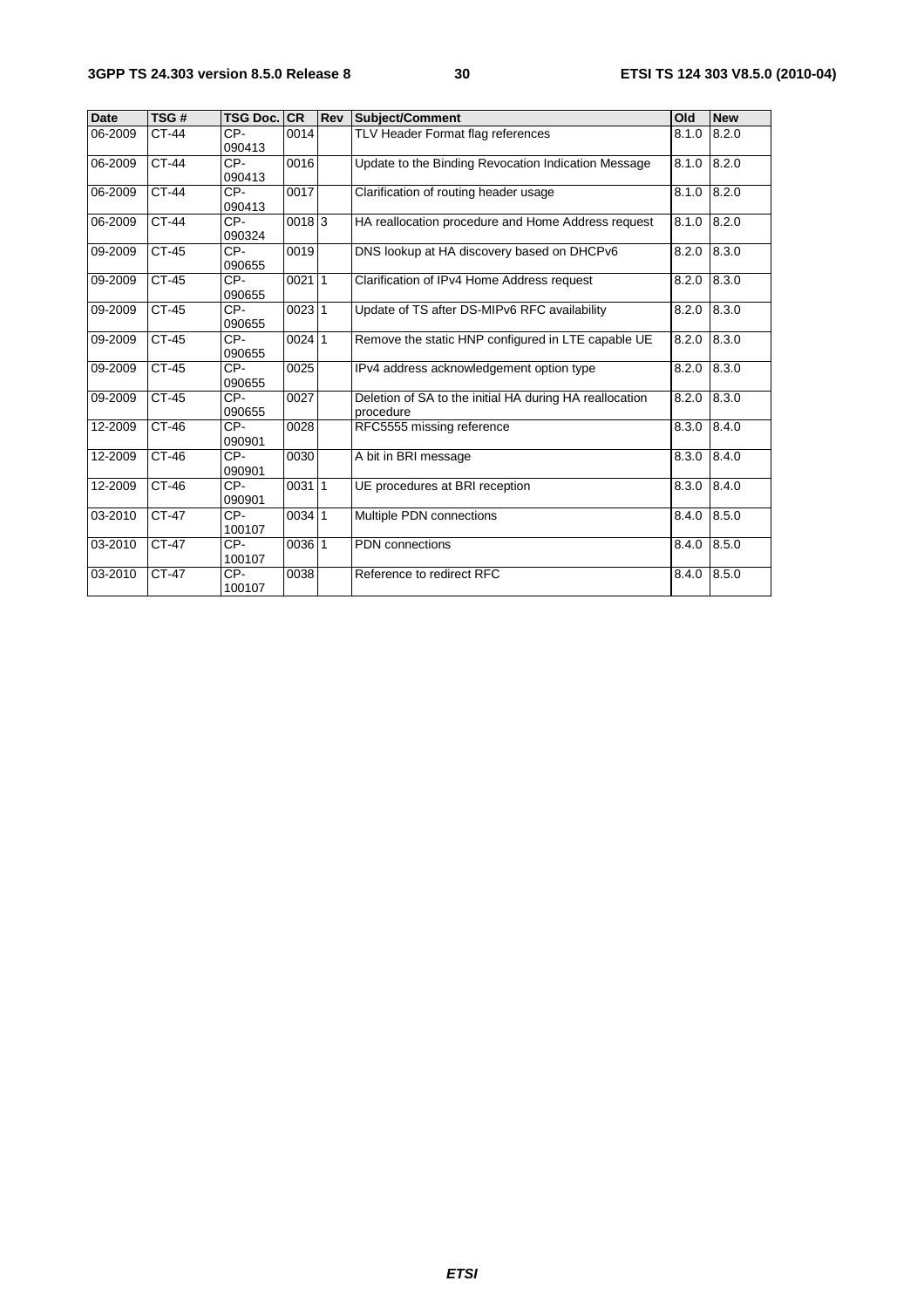| Date | TSG # | TSG Doc. | CR | Rev | Subject/Comment | Old | New |
|---|---|---|---|---|---|---|---|
| 06-2009 | CT-44 | CP-090413 | 0014 | | TLV Header Format flag references | 8.1.0 | 8.2.0 |
| 06-2009 | CT-44 | CP-090413 | 0016 | | Update to the Binding Revocation Indication Message | 8.1.0 | 8.2.0 |
| 06-2009 | CT-44 | CP-090413 | 0017 | | Clarification of routing header usage | 8.1.0 | 8.2.0 |
| 06-2009 | CT-44 | CP-090324 | 0018 | 3 | HA reallocation procedure and Home Address request | 8.1.0 | 8.2.0 |
| 09-2009 | CT-45 | CP-090655 | 0019 | | DNS lookup at HA discovery based on DHCPv6 | 8.2.0 | 8.3.0 |
| 09-2009 | CT-45 | CP-090655 | 0021 | 1 | Clarification of IPv4 Home Address request | 8.2.0 | 8.3.0 |
| 09-2009 | CT-45 | CP-090655 | 0023 | 1 | Update of TS after DS-MIPv6 RFC availability | 8.2.0 | 8.3.0 |
| 09-2009 | CT-45 | CP-090655 | 0024 | 1 | Remove the static HNP configured in LTE capable UE | 8.2.0 | 8.3.0 |
| 09-2009 | CT-45 | CP-090655 | 0025 | | IPv4 address acknowledgement option type | 8.2.0 | 8.3.0 |
| 09-2009 | CT-45 | CP-090655 | 0027 | | Deletion of SA to the initial HA during HA reallocation procedure | 8.2.0 | 8.3.0 |
| 12-2009 | CT-46 | CP-090901 | 0028 | | RFC5555 missing reference | 8.3.0 | 8.4.0 |
| 12-2009 | CT-46 | CP-090901 | 0030 | | A bit in BRI message | 8.3.0 | 8.4.0 |
| 12-2009 | CT-46 | CP-090901 | 0031 | 1 | UE procedures at BRI reception | 8.3.0 | 8.4.0 |
| 03-2010 | CT-47 | CP-100107 | 0034 | 1 | Multiple PDN connections | 8.4.0 | 8.5.0 |
| 03-2010 | CT-47 | CP-100107 | 0036 | 1 | PDN connections | 8.4.0 | 8.5.0 |
| 03-2010 | CT-47 | CP-100107 | 0038 | | Reference to redirect RFC | 8.4.0 | 8.5.0 |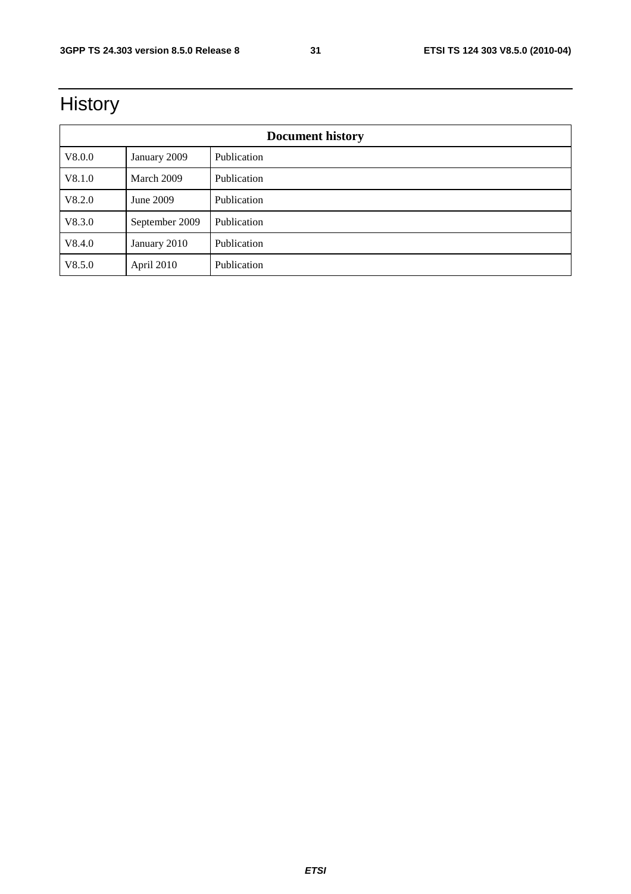# History

| Document history | | |
|---|---|---|
| V8.0.0 | January 2009 | Publication |
| V8.1.0 | March 2009 | Publication |
| V8.2.0 | June 2009 | Publication |
| V8.3.0 | September 2009 | Publication |
| V8.4.0 | January 2010 | Publication |
| V8.5.0 | April 2010 | Publication |